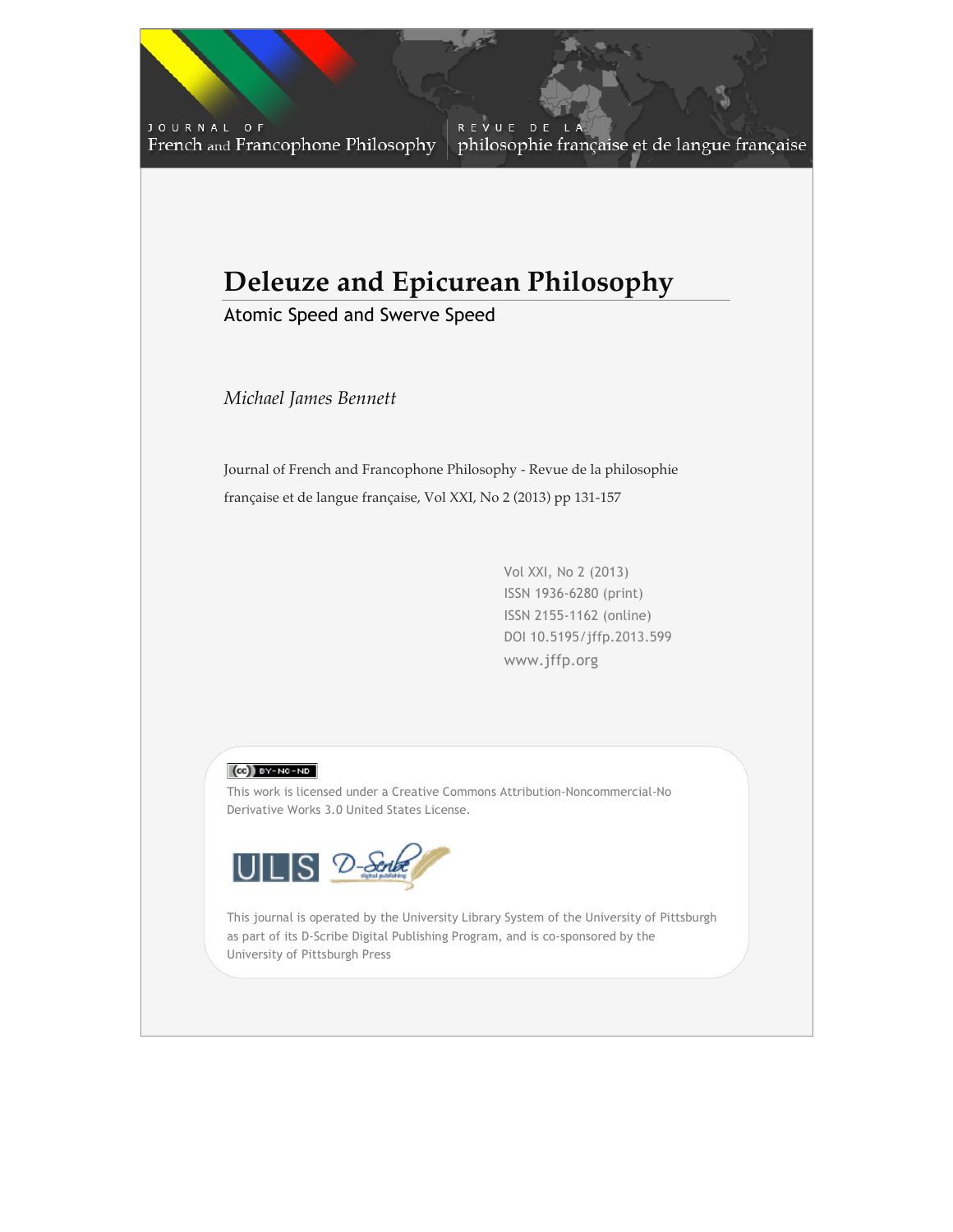JOURNAL OF French and Francophone Philosophy | REVUE DE LA philosophie française et de langue française

# Deleuze and Epicurean Philosophy

## Atomic Speed and Swerve Speed

*Michael James Bennett*

Journal of French and Francophone Philosophy - Revue de la philosophie française et de langue française, Vol XXI, No 2 (2013) pp 131-157

Vol XXI, No 2 (2013)
ISSN 1936-6280 (print)
ISSN 2155-1162 (online)
DOI 10.5195/jffp.2013.599
www.jffp.org

(cc) BY-NC-ND

This work is licensed under a Creative Commons Attribution-Noncommercial-No Derivative Works 3.0 United States License.

ULS D-Scribe digital publishing

This journal is operated by the University Library System of the University of Pittsburgh as part of its D-Scribe Digital Publishing Program, and is co-sponsored by the University of Pittsburgh Press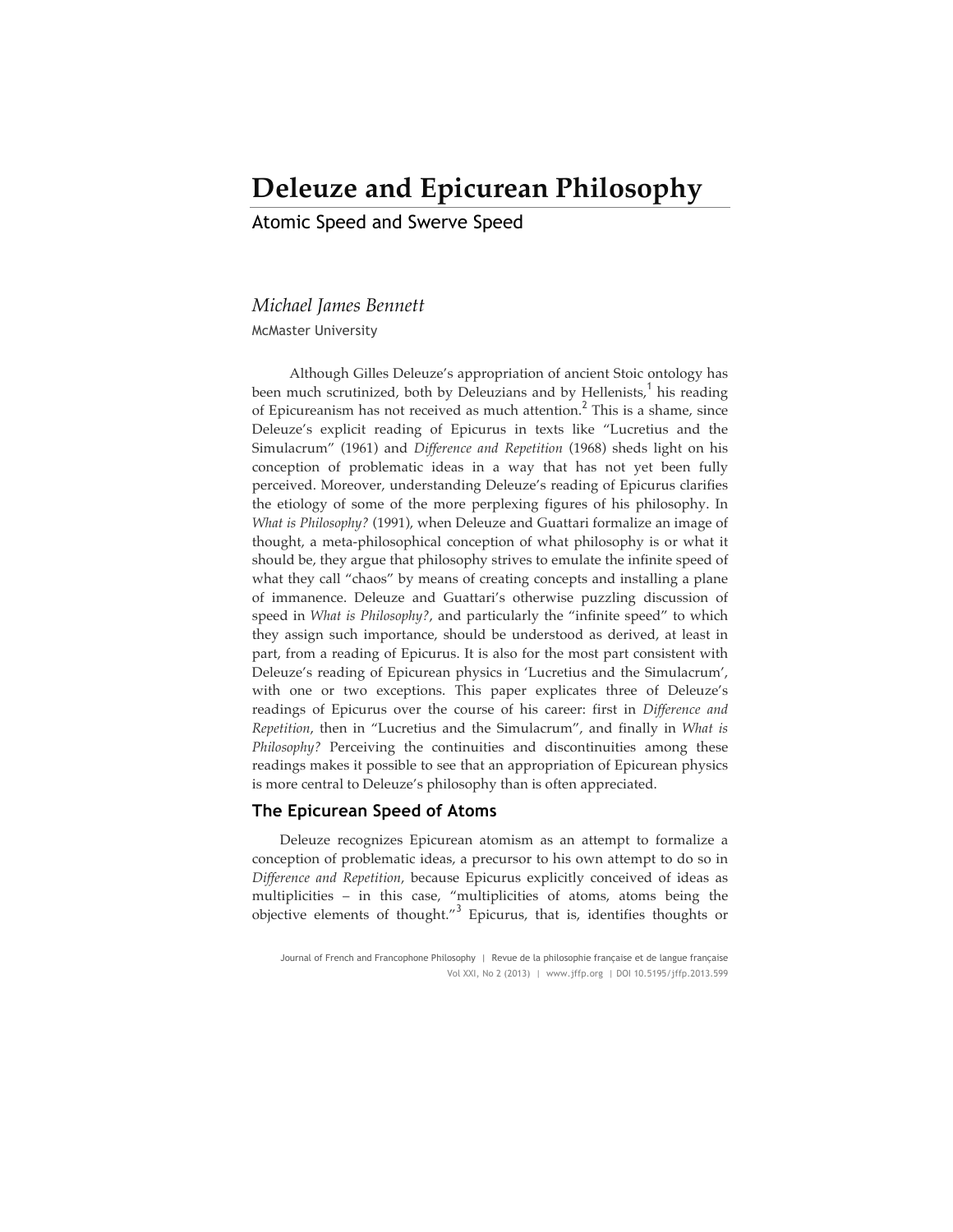# Deleuze and Epicurean Philosophy

## Atomic Speed and Swerve Speed

*Michael James Bennett*

McMaster University

Although Gilles Deleuze's appropriation of ancient Stoic ontology has been much scrutinized, both by Deleuzians and by Hellenists,[1] his reading of Epicureanism has not received as much attention.[2] This is a shame, since Deleuze's explicit reading of Epicurus in texts like "Lucretius and the Simulacrum" (1961) and *Difference and Repetition* (1968) sheds light on his conception of problematic ideas in a way that has not yet been fully perceived. Moreover, understanding Deleuze's reading of Epicurus clarifies the etiology of some of the more perplexing figures of his philosophy. In *What is Philosophy?* (1991), when Deleuze and Guattari formalize an image of thought, a meta-philosophical conception of what philosophy is or what it should be, they argue that philosophy strives to emulate the infinite speed of what they call "chaos" by means of creating concepts and installing a plane of immanence. Deleuze and Guattari's otherwise puzzling discussion of speed in *What is Philosophy?*, and particularly the "infinite speed" to which they assign such importance, should be understood as derived, at least in part, from a reading of Epicurus. It is also for the most part consistent with Deleuze's reading of Epicurean physics in 'Lucretius and the Simulacrum', with one or two exceptions. This paper explicates three of Deleuze's readings of Epicurus over the course of his career: first in *Difference and Repetition*, then in "Lucretius and the Simulacrum", and finally in *What is Philosophy?* Perceiving the continuities and discontinuities among these readings makes it possible to see that an appropriation of Epicurean physics is more central to Deleuze's philosophy than is often appreciated.

### The Epicurean Speed of Atoms

Deleuze recognizes Epicurean atomism as an attempt to formalize a conception of problematic ideas, a precursor to his own attempt to do so in *Difference and Repetition*, because Epicurus explicitly conceived of ideas as multiplicities – in this case, "multiplicities of atoms, atoms being the objective elements of thought."[3] Epicurus, that is, identifies thoughts or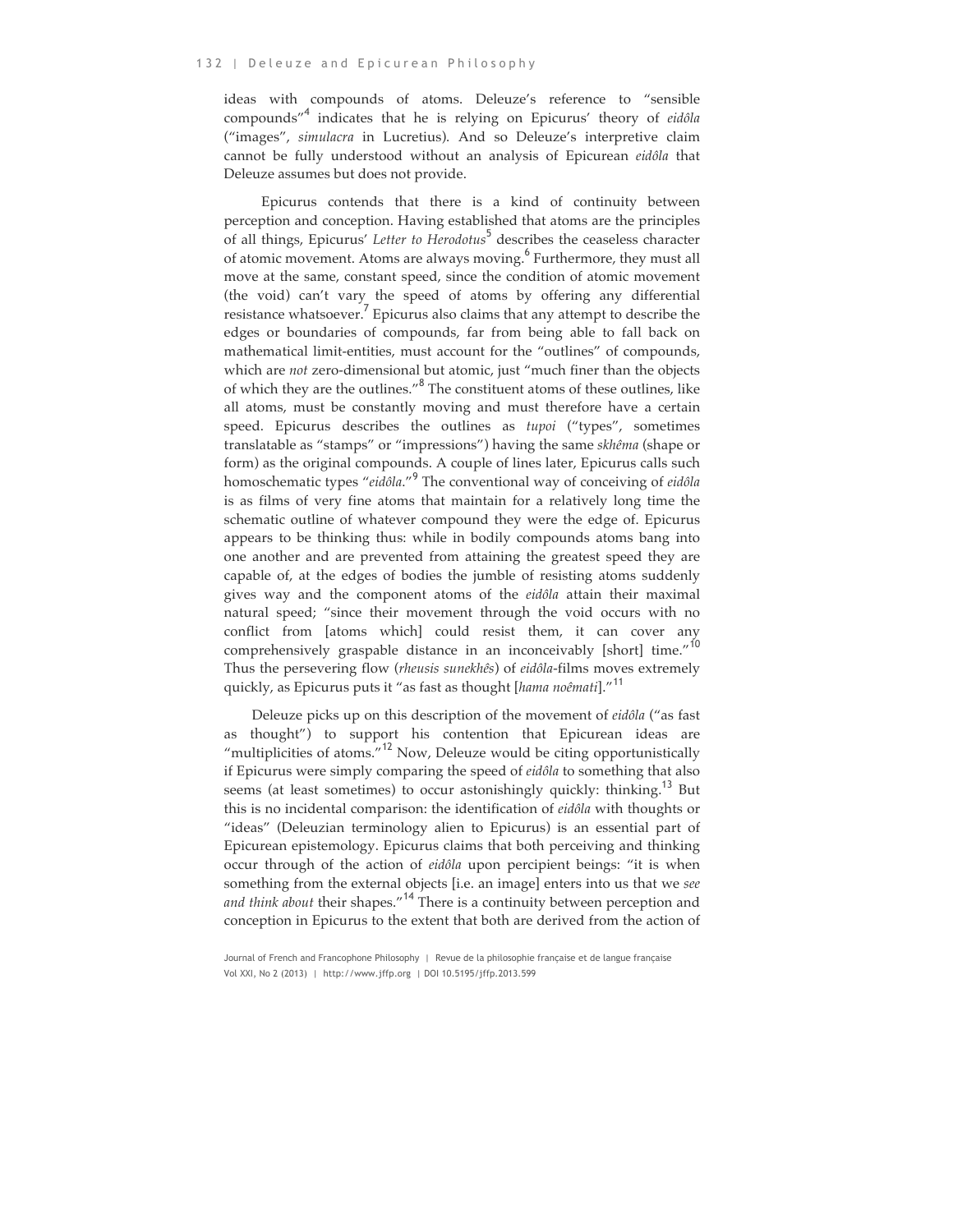ideas with compounds of atoms. Deleuze's reference to "sensible compounds"[4] indicates that he is relying on Epicurus' theory of *eidôla* ("images", *simulacra* in Lucretius). And so Deleuze's interpretive claim cannot be fully understood without an analysis of Epicurean *eidôla* that Deleuze assumes but does not provide.

Epicurus contends that there is a kind of continuity between perception and conception. Having established that atoms are the principles of all things, Epicurus' *Letter to Herodotus*[5] describes the ceaseless character of atomic movement. Atoms are always moving.[6] Furthermore, they must all move at the same, constant speed, since the condition of atomic movement (the void) can't vary the speed of atoms by offering any differential resistance whatsoever.[7] Epicurus also claims that any attempt to describe the edges or boundaries of compounds, far from being able to fall back on mathematical limit-entities, must account for the "outlines" of compounds, which are *not* zero-dimensional but atomic, just "much finer than the objects of which they are the outlines."[8] The constituent atoms of these outlines, like all atoms, must be constantly moving and must therefore have a certain speed. Epicurus describes the outlines as *tupoi* ("types", sometimes translatable as "stamps" or "impressions") having the same *skhêma* (shape or form) as the original compounds. A couple of lines later, Epicurus calls such homoschematic types "*eidôla*."[9] The conventional way of conceiving of *eidôla* is as films of very fine atoms that maintain for a relatively long time the schematic outline of whatever compound they were the edge of. Epicurus appears to be thinking thus: while in bodily compounds atoms bang into one another and are prevented from attaining the greatest speed they are capable of, at the edges of bodies the jumble of resisting atoms suddenly gives way and the component atoms of the *eidôla* attain their maximal natural speed; "since their movement through the void occurs with no conflict from [atoms which] could resist them, it can cover any comprehensively graspable distance in an inconceivably [short] time."[10] Thus the persevering flow (*rheusis sunekhês*) of *eidôla*-films moves extremely quickly, as Epicurus puts it "as fast as thought [*hama noêmati*]."[11]

Deleuze picks up on this description of the movement of *eidôla* ("as fast as thought") to support his contention that Epicurean ideas are "multiplicities of atoms."[12] Now, Deleuze would be citing opportunistically if Epicurus were simply comparing the speed of *eidôla* to something that also seems (at least sometimes) to occur astonishingly quickly: thinking.[13] But this is no incidental comparison: the identification of *eidôla* with thoughts or "ideas" (Deleuzian terminology alien to Epicurus) is an essential part of Epicurean epistemology. Epicurus claims that both perceiving and thinking occur through of the action of *eidôla* upon percipient beings: "it is when something from the external objects [i.e. an image] enters into us that we *see and think about* their shapes."[14] There is a continuity between perception and conception in Epicurus to the extent that both are derived from the action of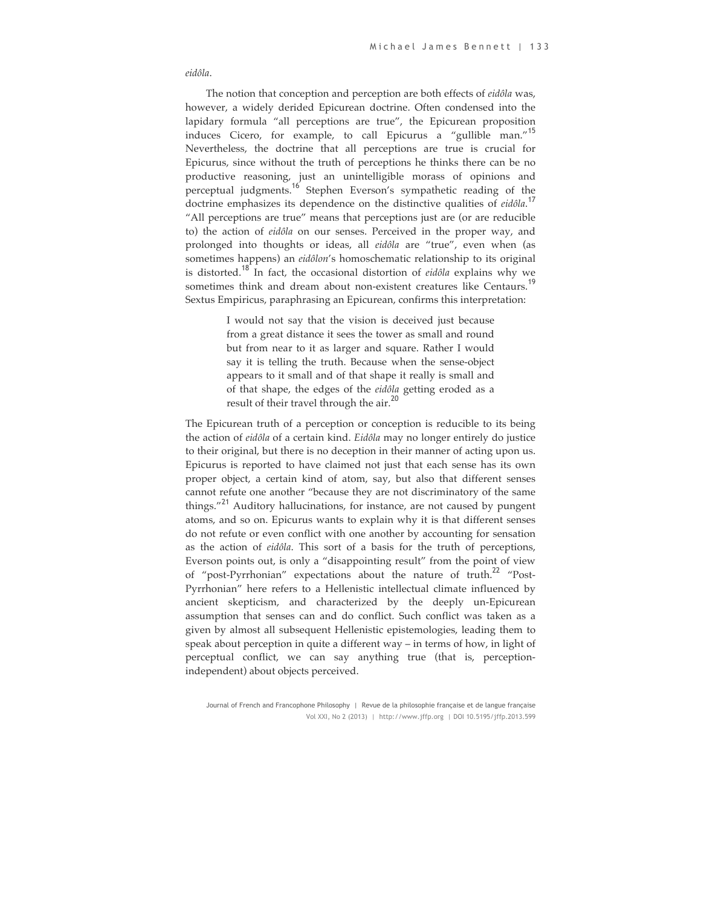*eidôla*.

The notion that conception and perception are both effects of *eidôla* was, however, a widely derided Epicurean doctrine. Often condensed into the lapidary formula "all perceptions are true", the Epicurean proposition induces Cicero, for example, to call Epicurus a "gullible man."[15] Nevertheless, the doctrine that all perceptions are true is crucial for Epicurus, since without the truth of perceptions he thinks there can be no productive reasoning, just an unintelligible morass of opinions and perceptual judgments.[16] Stephen Everson's sympathetic reading of the doctrine emphasizes its dependence on the distinctive qualities of *eidôla*.[17] "All perceptions are true" means that perceptions just are (or are reducible to) the action of *eidôla* on our senses. Perceived in the proper way, and prolonged into thoughts or ideas, all *eidôla* are "true", even when (as sometimes happens) an *eidôlon*'s homoschematic relationship to its original is distorted.[18] In fact, the occasional distortion of *eidôla* explains why we sometimes think and dream about non-existent creatures like Centaurs.[19] Sextus Empiricus, paraphrasing an Epicurean, confirms this interpretation:

> I would not say that the vision is deceived just because from a great distance it sees the tower as small and round but from near to it as larger and square. Rather I would say it is telling the truth. Because when the sense-object appears to it small and of that shape it really is small and of that shape, the edges of the *eidôla* getting eroded as a result of their travel through the air.[20]

The Epicurean truth of a perception or conception is reducible to its being the action of *eidôla* of a certain kind. *Eidôla* may no longer entirely do justice to their original, but there is no deception in their manner of acting upon us. Epicurus is reported to have claimed not just that each sense has its own proper object, a certain kind of atom, say, but also that different senses cannot refute one another "because they are not discriminatory of the same things."[21] Auditory hallucinations, for instance, are not caused by pungent atoms, and so on. Epicurus wants to explain why it is that different senses do not refute or even conflict with one another by accounting for sensation as the action of *eidôla*. This sort of a basis for the truth of perceptions, Everson points out, is only a "disappointing result" from the point of view of "post-Pyrrhonian" expectations about the nature of truth.[22] "Post-Pyrrhonian" here refers to a Hellenistic intellectual climate influenced by ancient skepticism, and characterized by the deeply un-Epicurean assumption that senses can and do conflict. Such conflict was taken as a given by almost all subsequent Hellenistic epistemologies, leading them to speak about perception in quite a different way – in terms of how, in light of perceptual conflict, we can say anything true (that is, perception-independent) about objects perceived.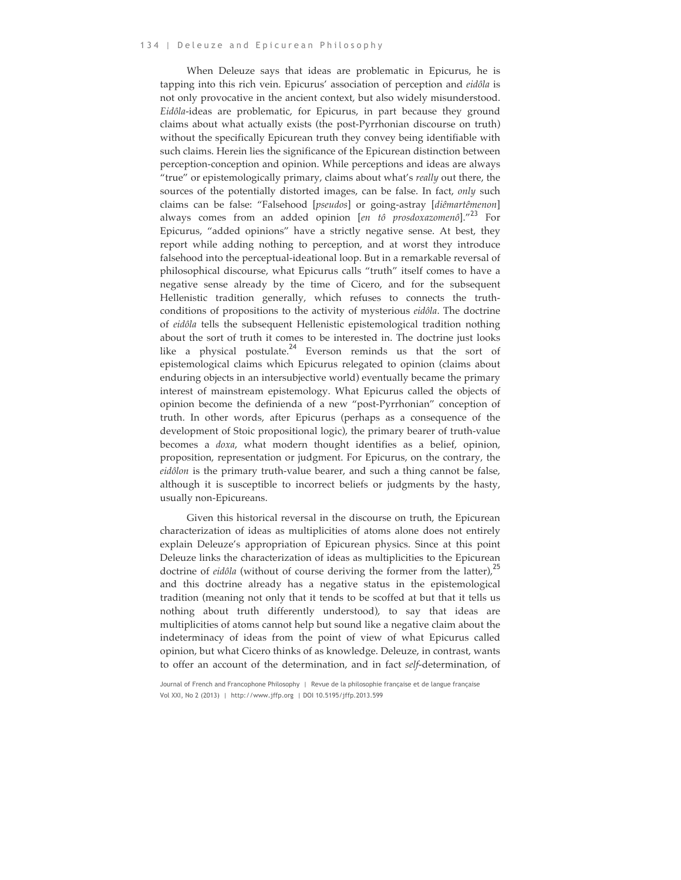When Deleuze says that ideas are problematic in Epicurus, he is tapping into this rich vein. Epicurus' association of perception and *eidôla* is not only provocative in the ancient context, but also widely misunderstood. *Eidôla*-ideas are problematic, for Epicurus, in part because they ground claims about what actually exists (the post-Pyrrhonian discourse on truth) without the specifically Epicurean truth they convey being identifiable with such claims. Herein lies the significance of the Epicurean distinction between perception-conception and opinion. While perceptions and ideas are always "true" or epistemologically primary, claims about what's *really* out there, the sources of the potentially distorted images, can be false. In fact, *only* such claims can be false: "Falsehood [*pseudos*] or going-astray [*diêmartêmenon*] always comes from an added opinion [*en tô prosdoxazomenô*]."[23] For Epicurus, "added opinions" have a strictly negative sense. At best, they report while adding nothing to perception, and at worst they introduce falsehood into the perceptual-ideational loop. But in a remarkable reversal of philosophical discourse, what Epicurus calls "truth" itself comes to have a negative sense already by the time of Cicero, and for the subsequent Hellenistic tradition generally, which refuses to connects the truth-conditions of propositions to the activity of mysterious *eidôla*. The doctrine of *eidôla* tells the subsequent Hellenistic epistemological tradition nothing about the sort of truth it comes to be interested in. The doctrine just looks like a physical postulate.[24] Everson reminds us that the sort of epistemological claims which Epicurus relegated to opinion (claims about enduring objects in an intersubjective world) eventually became the primary interest of mainstream epistemology. What Epicurus called the objects of opinion become the definienda of a new "post-Pyrrhonian" conception of truth. In other words, after Epicurus (perhaps as a consequence of the development of Stoic propositional logic), the primary bearer of truth-value becomes a *doxa*, what modern thought identifies as a belief, opinion, proposition, representation or judgment. For Epicurus, on the contrary, the *eidôlon* is the primary truth-value bearer, and such a thing cannot be false, although it is susceptible to incorrect beliefs or judgments by the hasty, usually non-Epicureans.

Given this historical reversal in the discourse on truth, the Epicurean characterization of ideas as multiplicities of atoms alone does not entirely explain Deleuze's appropriation of Epicurean physics. Since at this point Deleuze links the characterization of ideas as multiplicities to the Epicurean doctrine of *eidôla* (without of course deriving the former from the latter),[25] and this doctrine already has a negative status in the epistemological tradition (meaning not only that it tends to be scoffed at but that it tells us nothing about truth differently understood), to say that ideas are multiplicities of atoms cannot help but sound like a negative claim about the indeterminacy of ideas from the point of view of what Epicurus called opinion, but what Cicero thinks of as knowledge. Deleuze, in contrast, wants to offer an account of the determination, and in fact *self*-determination, of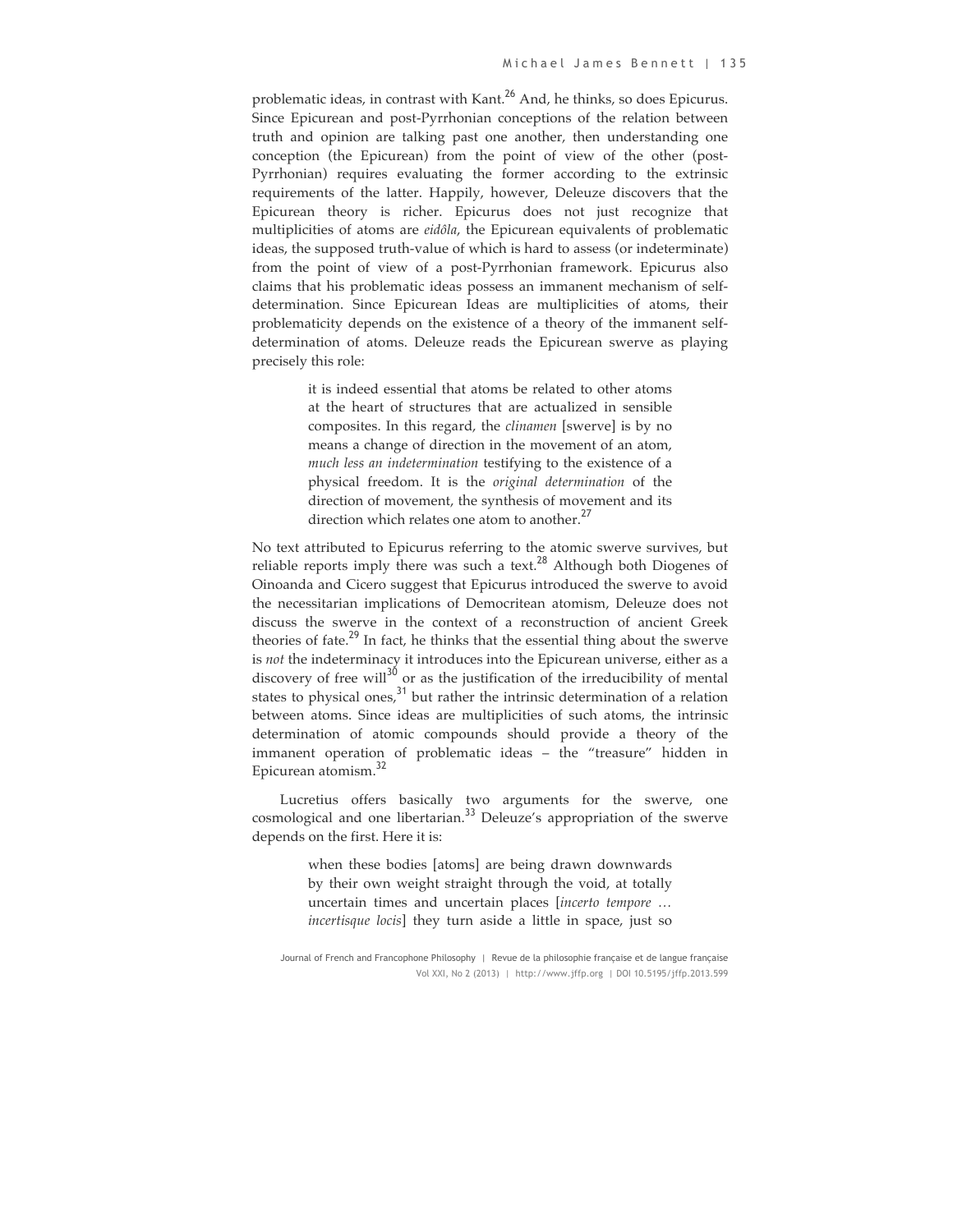problematic ideas, in contrast with Kant.[26] And, he thinks, so does Epicurus. Since Epicurean and post-Pyrrhonian conceptions of the relation between truth and opinion are talking past one another, then understanding one conception (the Epicurean) from the point of view of the other (post-Pyrrhonian) requires evaluating the former according to the extrinsic requirements of the latter. Happily, however, Deleuze discovers that the Epicurean theory is richer. Epicurus does not just recognize that multiplicities of atoms are *eidôla*, the Epicurean equivalents of problematic ideas, the supposed truth-value of which is hard to assess (or indeterminate) from the point of view of a post-Pyrrhonian framework. Epicurus also claims that his problematic ideas possess an immanent mechanism of self-determination. Since Epicurean Ideas are multiplicities of atoms, their problematicity depends on the existence of a theory of the immanent self-determination of atoms. Deleuze reads the Epicurean swerve as playing precisely this role:

> it is indeed essential that atoms be related to other atoms at the heart of structures that are actualized in sensible composites. In this regard, the *clinamen* [swerve] is by no means a change of direction in the movement of an atom, *much less an indetermination* testifying to the existence of a physical freedom. It is the *original determination* of the direction of movement, the synthesis of movement and its direction which relates one atom to another.[27]

No text attributed to Epicurus referring to the atomic swerve survives, but reliable reports imply there was such a text.[28] Although both Diogenes of Oinoanda and Cicero suggest that Epicurus introduced the swerve to avoid the necessitarian implications of Democritean atomism, Deleuze does not discuss the swerve in the context of a reconstruction of ancient Greek theories of fate.[29] In fact, he thinks that the essential thing about the swerve is *not* the indeterminacy it introduces into the Epicurean universe, either as a discovery of free will[30] or as the justification of the irreducibility of mental states to physical ones,[31] but rather the intrinsic determination of a relation between atoms. Since ideas are multiplicities of such atoms, the intrinsic determination of atomic compounds should provide a theory of the immanent operation of problematic ideas – the "treasure" hidden in Epicurean atomism.[32]

Lucretius offers basically two arguments for the swerve, one cosmological and one libertarian.[33] Deleuze's appropriation of the swerve depends on the first. Here it is:

> when these bodies [atoms] are being drawn downwards by their own weight straight through the void, at totally uncertain times and uncertain places [*incerto tempore … incertisque locis*] they turn aside a little in space, just so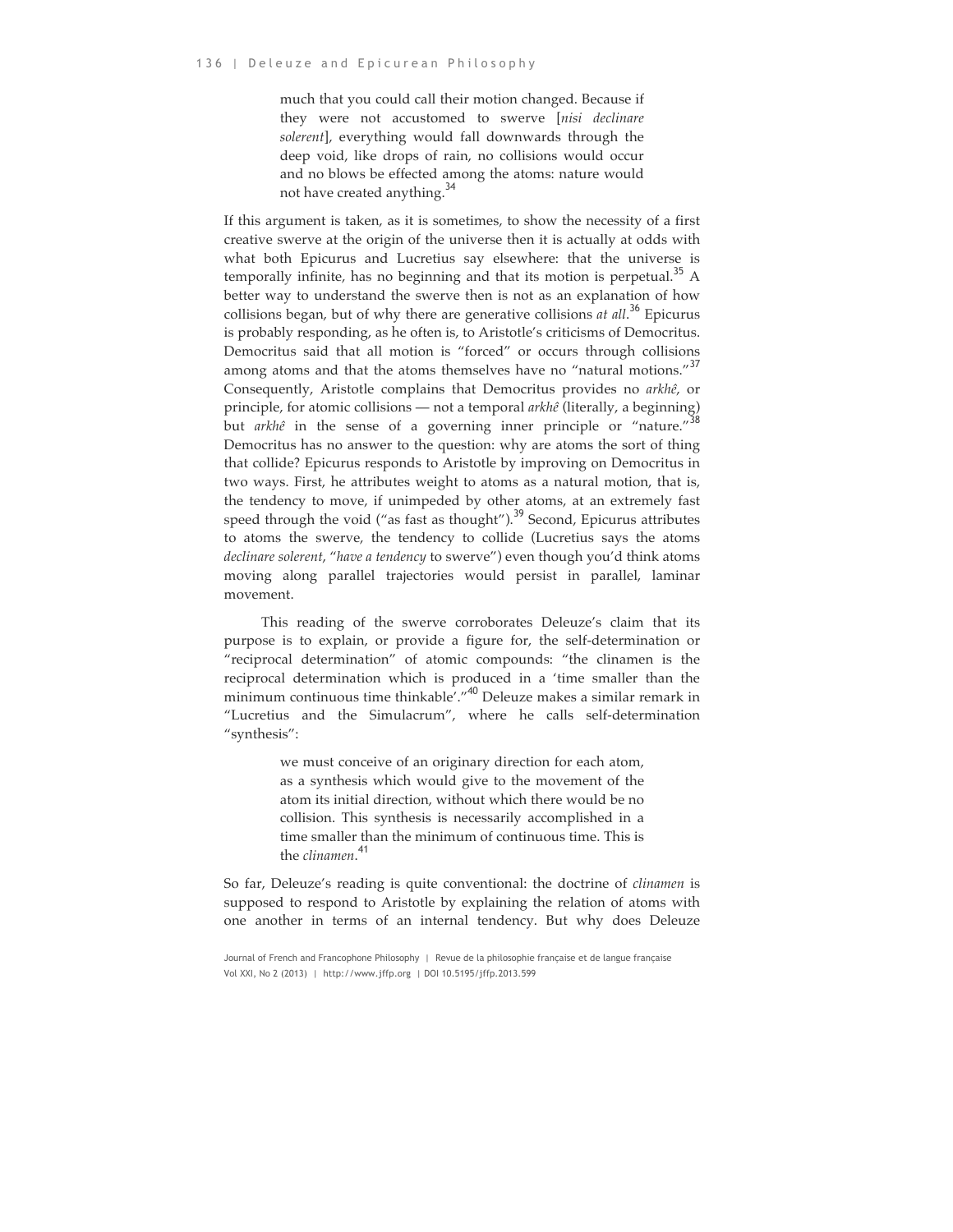> much that you could call their motion changed. Because if they were not accustomed to swerve [*nisi declinare solerent*], everything would fall downwards through the deep void, like drops of rain, no collisions would occur and no blows be effected among the atoms: nature would not have created anything.[34]

If this argument is taken, as it is sometimes, to show the necessity of a first creative swerve at the origin of the universe then it is actually at odds with what both Epicurus and Lucretius say elsewhere: that the universe is temporally infinite, has no beginning and that its motion is perpetual.[35] A better way to understand the swerve then is not as an explanation of how collisions began, but of why there are generative collisions *at all*.[36] Epicurus is probably responding, as he often is, to Aristotle's criticisms of Democritus. Democritus said that all motion is "forced" or occurs through collisions among atoms and that the atoms themselves have no "natural motions."[37] Consequently, Aristotle complains that Democritus provides no *arkhê*, or principle, for atomic collisions — not a temporal *arkhê* (literally, a beginning) but *arkhê* in the sense of a governing inner principle or "nature."[38] Democritus has no answer to the question: why are atoms the sort of thing that collide? Epicurus responds to Aristotle by improving on Democritus in two ways. First, he attributes weight to atoms as a natural motion, that is, the tendency to move, if unimpeded by other atoms, at an extremely fast speed through the void ("as fast as thought").[39] Second, Epicurus attributes to atoms the swerve, the tendency to collide (Lucretius says the atoms *declinare solerent*, "*have a tendency* to swerve") even though you'd think atoms moving along parallel trajectories would persist in parallel, laminar movement.

This reading of the swerve corroborates Deleuze's claim that its purpose is to explain, or provide a figure for, the self-determination or "reciprocal determination" of atomic compounds: "the clinamen is the reciprocal determination which is produced in a 'time smaller than the minimum continuous time thinkable'."[40] Deleuze makes a similar remark in "Lucretius and the Simulacrum", where he calls self-determination "synthesis":

> we must conceive of an originary direction for each atom, as a synthesis which would give to the movement of the atom its initial direction, without which there would be no collision. This synthesis is necessarily accomplished in a time smaller than the minimum of continuous time. This is the *clinamen*.[41]

So far, Deleuze's reading is quite conventional: the doctrine of *clinamen* is supposed to respond to Aristotle by explaining the relation of atoms with one another in terms of an internal tendency. But why does Deleuze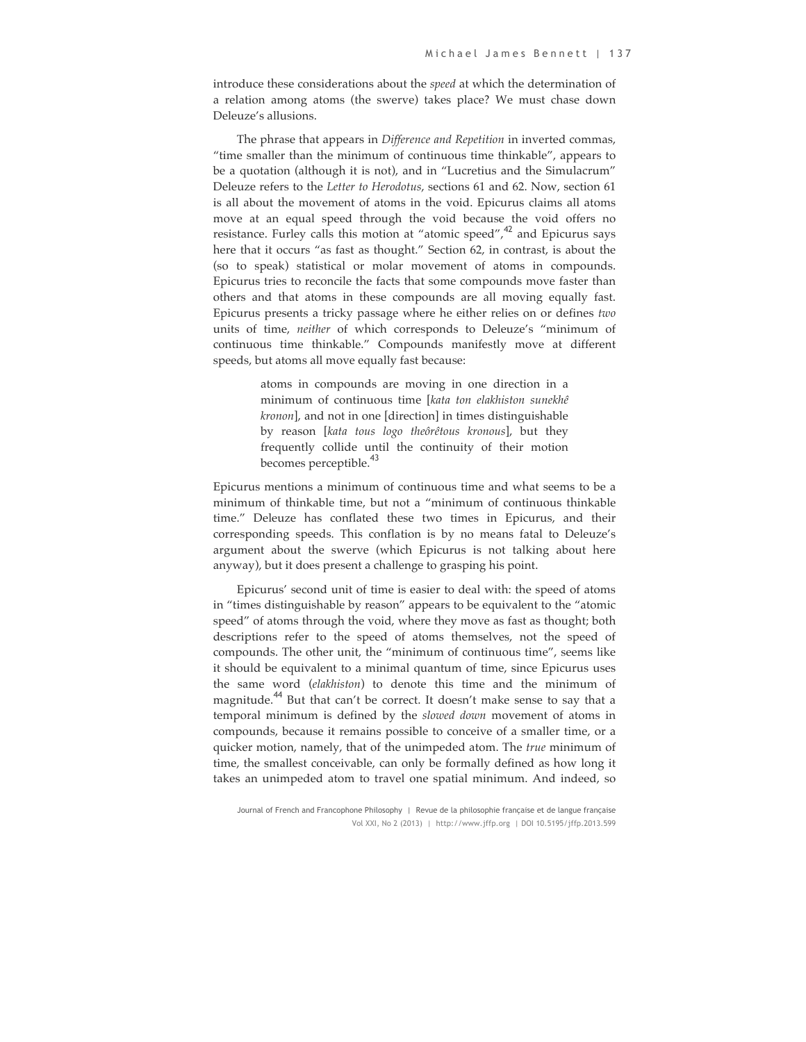introduce these considerations about the *speed* at which the determination of a relation among atoms (the swerve) takes place? We must chase down Deleuze's allusions.

The phrase that appears in *Difference and Repetition* in inverted commas, "time smaller than the minimum of continuous time thinkable", appears to be a quotation (although it is not), and in "Lucretius and the Simulacrum" Deleuze refers to the *Letter to Herodotus*, sections 61 and 62. Now, section 61 is all about the movement of atoms in the void. Epicurus claims all atoms move at an equal speed through the void because the void offers no resistance. Furley calls this motion at "atomic speed",[42] and Epicurus says here that it occurs "as fast as thought." Section 62, in contrast, is about the (so to speak) statistical or molar movement of atoms in compounds. Epicurus tries to reconcile the facts that some compounds move faster than others and that atoms in these compounds are all moving equally fast. Epicurus presents a tricky passage where he either relies on or defines *two* units of time, *neither* of which corresponds to Deleuze's "minimum of continuous time thinkable." Compounds manifestly move at different speeds, but atoms all move equally fast because:

> atoms in compounds are moving in one direction in a minimum of continuous time [*kata ton elakhiston sunekhê kronon*], and not in one [direction] in times distinguishable by reason [*kata tous logo theôrêtous kronous*], but they frequently collide until the continuity of their motion becomes perceptible.[43]

Epicurus mentions a minimum of continuous time and what seems to be a minimum of thinkable time, but not a "minimum of continuous thinkable time." Deleuze has conflated these two times in Epicurus, and their corresponding speeds. This conflation is by no means fatal to Deleuze's argument about the swerve (which Epicurus is not talking about here anyway), but it does present a challenge to grasping his point.

Epicurus' second unit of time is easier to deal with: the speed of atoms in "times distinguishable by reason" appears to be equivalent to the "atomic speed" of atoms through the void, where they move as fast as thought; both descriptions refer to the speed of atoms themselves, not the speed of compounds. The other unit, the "minimum of continuous time", seems like it should be equivalent to a minimal quantum of time, since Epicurus uses the same word (*elakhiston*) to denote this time and the minimum of magnitude.[44] But that can't be correct. It doesn't make sense to say that a temporal minimum is defined by the *slowed down* movement of atoms in compounds, because it remains possible to conceive of a smaller time, or a quicker motion, namely, that of the unimpeded atom. The *true* minimum of time, the smallest conceivable, can only be formally defined as how long it takes an unimpeded atom to travel one spatial minimum. And indeed, so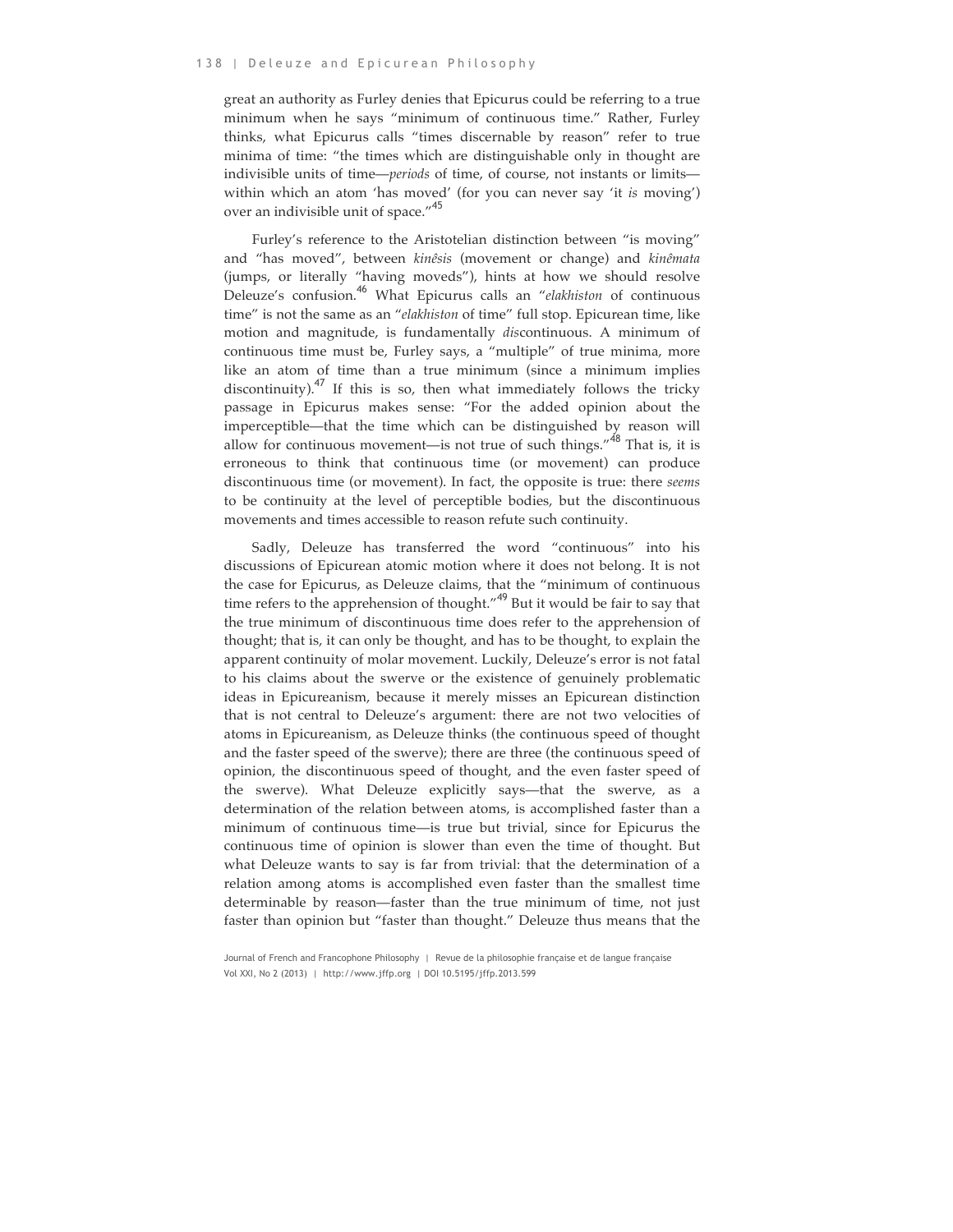great an authority as Furley denies that Epicurus could be referring to a true minimum when he says "minimum of continuous time." Rather, Furley thinks, what Epicurus calls "times discernable by reason" refer to true minima of time: "the times which are distinguishable only in thought are indivisible units of time—*periods* of time, of course, not instants or limits—within which an atom 'has moved' (for you can never say 'it *is* moving') over an indivisible unit of space."[45]

Furley's reference to the Aristotelian distinction between "is moving" and "has moved", between *kinêsis* (movement or change) and *kinêmata* (jumps, or literally "having moveds"), hints at how we should resolve Deleuze's confusion.[46] What Epicurus calls an "*elakhiston* of continuous time" is not the same as an "*elakhiston* of time" full stop. Epicurean time, like motion and magnitude, is fundamentally *dis*continuous. A minimum of continuous time must be, Furley says, a "multiple" of true minima, more like an atom of time than a true minimum (since a minimum implies discontinuity).[47] If this is so, then what immediately follows the tricky passage in Epicurus makes sense: "For the added opinion about the imperceptible—that the time which can be distinguished by reason will allow for continuous movement—is not true of such things."[48] That is, it is erroneous to think that continuous time (or movement) can produce discontinuous time (or movement). In fact, the opposite is true: there *seems* to be continuity at the level of perceptible bodies, but the discontinuous movements and times accessible to reason refute such continuity.

Sadly, Deleuze has transferred the word "continuous" into his discussions of Epicurean atomic motion where it does not belong. It is not the case for Epicurus, as Deleuze claims, that the "minimum of continuous time refers to the apprehension of thought."[49] But it would be fair to say that the true minimum of discontinuous time does refer to the apprehension of thought; that is, it can only be thought, and has to be thought, to explain the apparent continuity of molar movement. Luckily, Deleuze's error is not fatal to his claims about the swerve or the existence of genuinely problematic ideas in Epicureanism, because it merely misses an Epicurean distinction that is not central to Deleuze's argument: there are not two velocities of atoms in Epicureanism, as Deleuze thinks (the continuous speed of thought and the faster speed of the swerve); there are three (the continuous speed of opinion, the discontinuous speed of thought, and the even faster speed of the swerve). What Deleuze explicitly says—that the swerve, as a determination of the relation between atoms, is accomplished faster than a minimum of continuous time—is true but trivial, since for Epicurus the continuous time of opinion is slower than even the time of thought. But what Deleuze wants to say is far from trivial: that the determination of a relation among atoms is accomplished even faster than the smallest time determinable by reason—faster than the true minimum of time, not just faster than opinion but "faster than thought." Deleuze thus means that the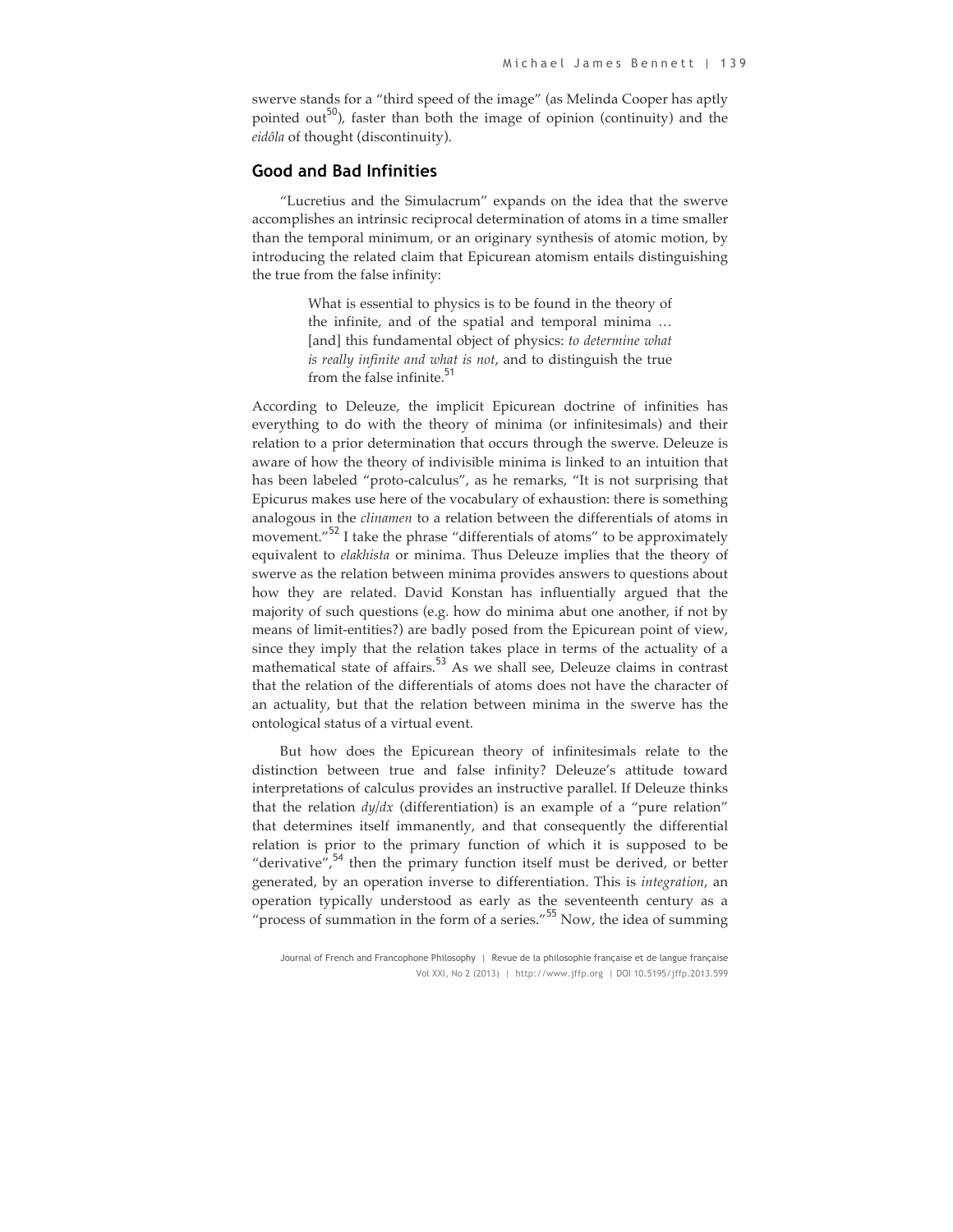swerve stands for a "third speed of the image" (as Melinda Cooper has aptly pointed out[50]), faster than both the image of opinion (continuity) and the *eidôla* of thought (discontinuity).

## Good and Bad Infinities

"Lucretius and the Simulacrum" expands on the idea that the swerve accomplishes an intrinsic reciprocal determination of atoms in a time smaller than the temporal minimum, or an originary synthesis of atomic motion, by introducing the related claim that Epicurean atomism entails distinguishing the true from the false infinity:

> What is essential to physics is to be found in the theory of the infinite, and of the spatial and temporal minima … [and] this fundamental object of physics: *to determine what is really infinite and what is not*, and to distinguish the true from the false infinite.[51]

According to Deleuze, the implicit Epicurean doctrine of infinities has everything to do with the theory of minima (or infinitesimals) and their relation to a prior determination that occurs through the swerve. Deleuze is aware of how the theory of indivisible minima is linked to an intuition that has been labeled "proto-calculus", as he remarks, "It is not surprising that Epicurus makes use here of the vocabulary of exhaustion: there is something analogous in the *clinamen* to a relation between the differentials of atoms in movement."[52] I take the phrase "differentials of atoms" to be approximately equivalent to *elakhista* or minima. Thus Deleuze implies that the theory of swerve as the relation between minima provides answers to questions about how they are related. David Konstan has influentially argued that the majority of such questions (e.g. how do minima abut one another, if not by means of limit-entities?) are badly posed from the Epicurean point of view, since they imply that the relation takes place in terms of the actuality of a mathematical state of affairs.[53] As we shall see, Deleuze claims in contrast that the relation of the differentials of atoms does not have the character of an actuality, but that the relation between minima in the swerve has the ontological status of a virtual event.

But how does the Epicurean theory of infinitesimals relate to the distinction between true and false infinity? Deleuze's attitude toward interpretations of calculus provides an instructive parallel. If Deleuze thinks that the relation $dy/dx$ (differentiation) is an example of a "pure relation" that determines itself immanently, and that consequently the differential relation is prior to the primary function of which it is supposed to be "derivative",[54] then the primary function itself must be derived, or better generated, by an operation inverse to differentiation. This is *integration*, an operation typically understood as early as the seventeenth century as a "process of summation in the form of a series."[55] Now, the idea of summing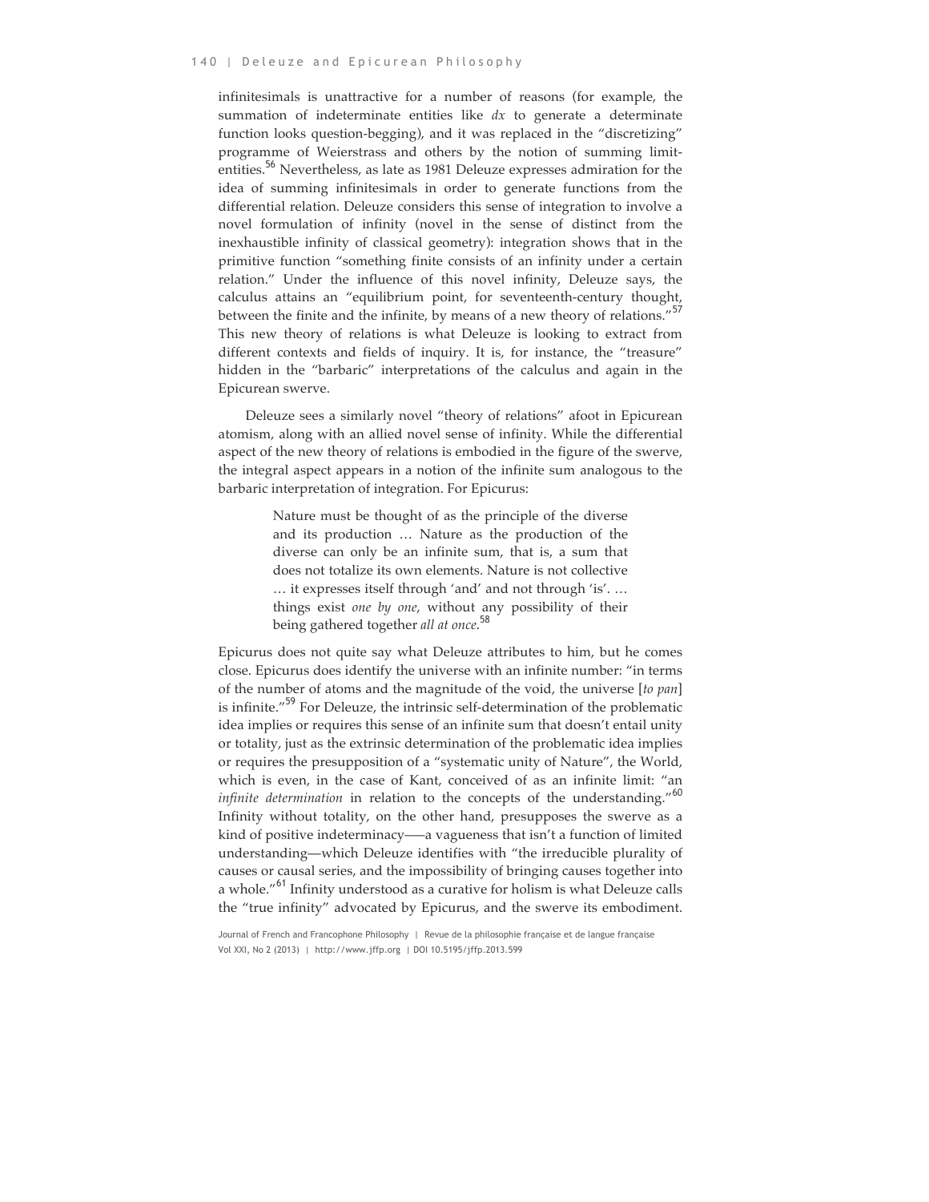infinitesimals is unattractive for a number of reasons (for example, the summation of indeterminate entities like *dx* to generate a determinate function looks question-begging), and it was replaced in the "discretizing" programme of Weierstrass and others by the notion of summing limit-entities.[56] Nevertheless, as late as 1981 Deleuze expresses admiration for the idea of summing infinitesimals in order to generate functions from the differential relation. Deleuze considers this sense of integration to involve a novel formulation of infinity (novel in the sense of distinct from the inexhaustible infinity of classical geometry): integration shows that in the primitive function "something finite consists of an infinity under a certain relation." Under the influence of this novel infinity, Deleuze says, the calculus attains an "equilibrium point, for seventeenth-century thought, between the finite and the infinite, by means of a new theory of relations."[57] This new theory of relations is what Deleuze is looking to extract from different contexts and fields of inquiry. It is, for instance, the "treasure" hidden in the "barbaric" interpretations of the calculus and again in the Epicurean swerve.

Deleuze sees a similarly novel "theory of relations" afoot in Epicurean atomism, along with an allied novel sense of infinity. While the differential aspect of the new theory of relations is embodied in the figure of the swerve, the integral aspect appears in a notion of the infinite sum analogous to the barbaric interpretation of integration. For Epicurus:

> Nature must be thought of as the principle of the diverse and its production … Nature as the production of the diverse can only be an infinite sum, that is, a sum that does not totalize its own elements. Nature is not collective … it expresses itself through 'and' and not through 'is'. … things exist *one by one*, without any possibility of their being gathered together *all at once*.[58]

Epicurus does not quite say what Deleuze attributes to him, but he comes close. Epicurus does identify the universe with an infinite number: "in terms of the number of atoms and the magnitude of the void, the universe [*to pan*] is infinite."[59] For Deleuze, the intrinsic self-determination of the problematic idea implies or requires this sense of an infinite sum that doesn't entail unity or totality, just as the extrinsic determination of the problematic idea implies or requires the presupposition of a "systematic unity of Nature", the World, which is even, in the case of Kant, conceived of as an infinite limit: "an *infinite determination* in relation to the concepts of the understanding."[60] Infinity without totality, on the other hand, presupposes the swerve as a kind of positive indeterminacy—a vagueness that isn't a function of limited understanding—which Deleuze identifies with "the irreducible plurality of causes or causal series, and the impossibility of bringing causes together into a whole."[61] Infinity understood as a curative for holism is what Deleuze calls the "true infinity" advocated by Epicurus, and the swerve its embodiment.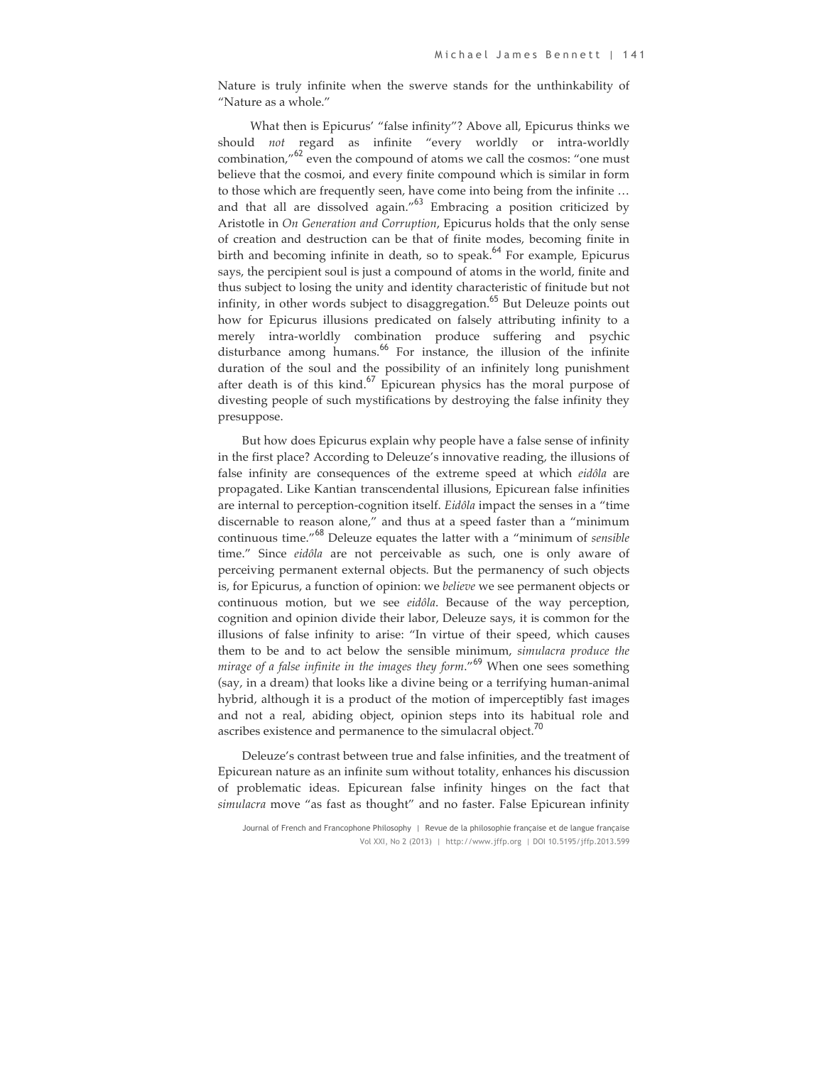Nature is truly infinite when the swerve stands for the unthinkability of "Nature as a whole."

What then is Epicurus' "false infinity"? Above all, Epicurus thinks we should *not* regard as infinite "every worldly or intra-worldly combination,"[62] even the compound of atoms we call the cosmos: "one must believe that the cosmoi, and every finite compound which is similar in form to those which are frequently seen, have come into being from the infinite … and that all are dissolved again."[63] Embracing a position criticized by Aristotle in *On Generation and Corruption*, Epicurus holds that the only sense of creation and destruction can be that of finite modes, becoming finite in birth and becoming infinite in death, so to speak.[64] For example, Epicurus says, the percipient soul is just a compound of atoms in the world, finite and thus subject to losing the unity and identity characteristic of finitude but not infinity, in other words subject to disaggregation.[65] But Deleuze points out how for Epicurus illusions predicated on falsely attributing infinity to a merely intra-worldly combination produce suffering and psychic disturbance among humans.[66] For instance, the illusion of the infinite duration of the soul and the possibility of an infinitely long punishment after death is of this kind.[67] Epicurean physics has the moral purpose of divesting people of such mystifications by destroying the false infinity they presuppose.

But how does Epicurus explain why people have a false sense of infinity in the first place? According to Deleuze's innovative reading, the illusions of false infinity are consequences of the extreme speed at which *eidôla* are propagated. Like Kantian transcendental illusions, Epicurean false infinities are internal to perception-cognition itself. *Eidôla* impact the senses in a "time discernable to reason alone," and thus at a speed faster than a "minimum continuous time."[68] Deleuze equates the latter with a "minimum of *sensible* time." Since *eidôla* are not perceivable as such, one is only aware of perceiving permanent external objects. But the permanency of such objects is, for Epicurus, a function of opinion: we *believe* we see permanent objects or continuous motion, but we see *eidôla*. Because of the way perception, cognition and opinion divide their labor, Deleuze says, it is common for the illusions of false infinity to arise: "In virtue of their speed, which causes them to be and to act below the sensible minimum, *simulacra produce the mirage of a false infinite in the images they form*."[69] When one sees something (say, in a dream) that looks like a divine being or a terrifying human-animal hybrid, although it is a product of the motion of imperceptibly fast images and not a real, abiding object, opinion steps into its habitual role and ascribes existence and permanence to the simulacral object.[70]

Deleuze's contrast between true and false infinities, and the treatment of Epicurean nature as an infinite sum without totality, enhances his discussion of problematic ideas. Epicurean false infinity hinges on the fact that *simulacra* move "as fast as thought" and no faster. False Epicurean infinity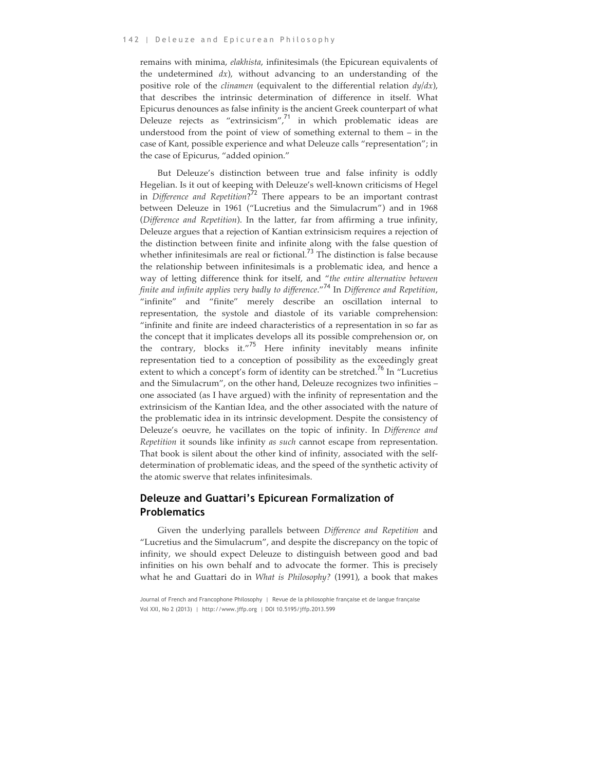remains with minima, *elakhista*, infinitesimals (the Epicurean equivalents of the undetermined $dx$), without advancing to an understanding of the positive role of the *clinamen* (equivalent to the differential relation $dy/dx$), that describes the intrinsic determination of difference in itself. What Epicurus denounces as false infinity is the ancient Greek counterpart of what Deleuze rejects as "extrinsicism",[71] in which problematic ideas are understood from the point of view of something external to them – in the case of Kant, possible experience and what Deleuze calls "representation"; in the case of Epicurus, "added opinion."

But Deleuze's distinction between true and false infinity is oddly Hegelian. Is it out of keeping with Deleuze's well-known criticisms of Hegel in *Difference and Repetition*?[72] There appears to be an important contrast between Deleuze in 1961 ("Lucretius and the Simulacrum") and in 1968 (*Difference and Repetition*). In the latter, far from affirming a true infinity, Deleuze argues that a rejection of Kantian extrinsicism requires a rejection of the distinction between finite and infinite along with the false question of whether infinitesimals are real or fictional.[73] The distinction is false because the relationship between infinitesimals is a problematic idea, and hence a way of letting difference think for itself, and "*the entire alternative between finite and infinite applies very badly to difference*."[74] In *Difference and Repetition*, "infinite" and "finite" merely describe an oscillation internal to representation, the systole and diastole of its variable comprehension: "infinite and finite are indeed characteristics of a representation in so far as the concept that it implicates develops all its possible comprehension or, on the contrary, blocks it."[75] Here infinity inevitably means infinite representation tied to a conception of possibility as the exceedingly great extent to which a concept's form of identity can be stretched.[76] In "Lucretius and the Simulacrum", on the other hand, Deleuze recognizes two infinities – one associated (as I have argued) with the infinity of representation and the extrinsicism of the Kantian Idea, and the other associated with the nature of the problematic idea in its intrinsic development. Despite the consistency of Deleuze's oeuvre, he vacillates on the topic of infinity. In *Difference and Repetition* it sounds like infinity *as such* cannot escape from representation. That book is silent about the other kind of infinity, associated with the self-determination of problematic ideas, and the speed of the synthetic activity of the atomic swerve that relates infinitesimals.

## Deleuze and Guattari's Epicurean Formalization of Problematics

Given the underlying parallels between *Difference and Repetition* and "Lucretius and the Simulacrum", and despite the discrepancy on the topic of infinity, we should expect Deleuze to distinguish between good and bad infinities on his own behalf and to advocate the former. This is precisely what he and Guattari do in *What is Philosophy?* (1991), a book that makes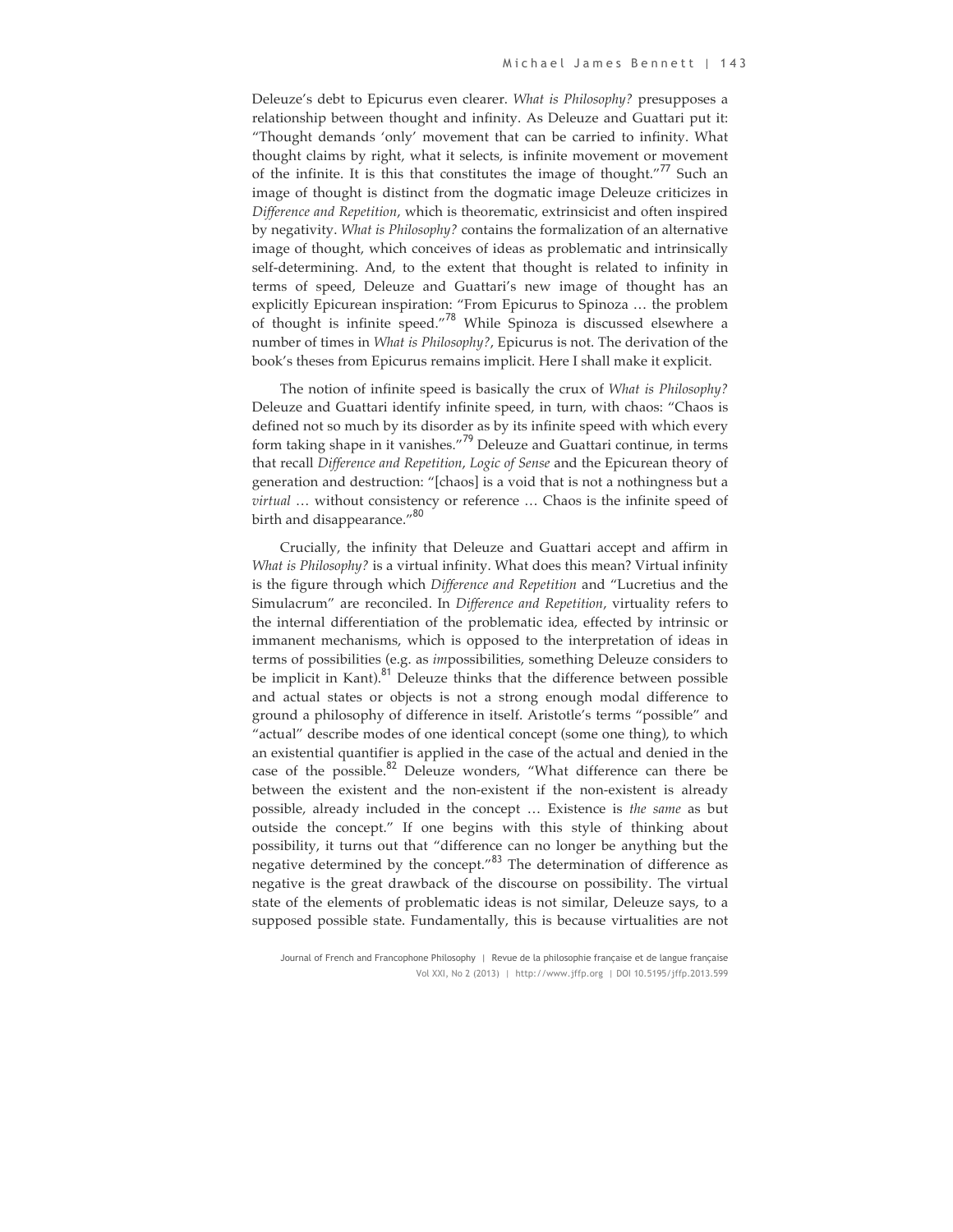Deleuze's debt to Epicurus even clearer. *What is Philosophy?* presupposes a relationship between thought and infinity. As Deleuze and Guattari put it: "Thought demands 'only' movement that can be carried to infinity. What thought claims by right, what it selects, is infinite movement or movement of the infinite. It is this that constitutes the image of thought."[77] Such an image of thought is distinct from the dogmatic image Deleuze criticizes in *Difference and Repetition*, which is theorematic, extrinsicist and often inspired by negativity. *What is Philosophy?* contains the formalization of an alternative image of thought, which conceives of ideas as problematic and intrinsically self-determining. And, to the extent that thought is related to infinity in terms of speed, Deleuze and Guattari's new image of thought has an explicitly Epicurean inspiration: "From Epicurus to Spinoza … the problem of thought is infinite speed."[78] While Spinoza is discussed elsewhere a number of times in *What is Philosophy?*, Epicurus is not. The derivation of the book's theses from Epicurus remains implicit. Here I shall make it explicit.

The notion of infinite speed is basically the crux of *What is Philosophy?* Deleuze and Guattari identify infinite speed, in turn, with chaos: "Chaos is defined not so much by its disorder as by its infinite speed with which every form taking shape in it vanishes."[79] Deleuze and Guattari continue, in terms that recall *Difference and Repetition*, *Logic of Sense* and the Epicurean theory of generation and destruction: "[chaos] is a void that is not a nothingness but a *virtual* … without consistency or reference … Chaos is the infinite speed of birth and disappearance."[80]

Crucially, the infinity that Deleuze and Guattari accept and affirm in *What is Philosophy?* is a virtual infinity. What does this mean? Virtual infinity is the figure through which *Difference and Repetition* and "Lucretius and the Simulacrum" are reconciled. In *Difference and Repetition*, virtuality refers to the internal differentiation of the problematic idea, effected by intrinsic or immanent mechanisms, which is opposed to the interpretation of ideas in terms of possibilities (e.g. as *im*possibilities, something Deleuze considers to be implicit in Kant).[81] Deleuze thinks that the difference between possible and actual states or objects is not a strong enough modal difference to ground a philosophy of difference in itself. Aristotle's terms "possible" and "actual" describe modes of one identical concept (some one thing), to which an existential quantifier is applied in the case of the actual and denied in the case of the possible.[82] Deleuze wonders, "What difference can there be between the existent and the non-existent if the non-existent is already possible, already included in the concept … Existence is *the same* as but outside the concept." If one begins with this style of thinking about possibility, it turns out that "difference can no longer be anything but the negative determined by the concept."[83] The determination of difference as negative is the great drawback of the discourse on possibility. The virtual state of the elements of problematic ideas is not similar, Deleuze says, to a supposed possible state. Fundamentally, this is because virtualities are not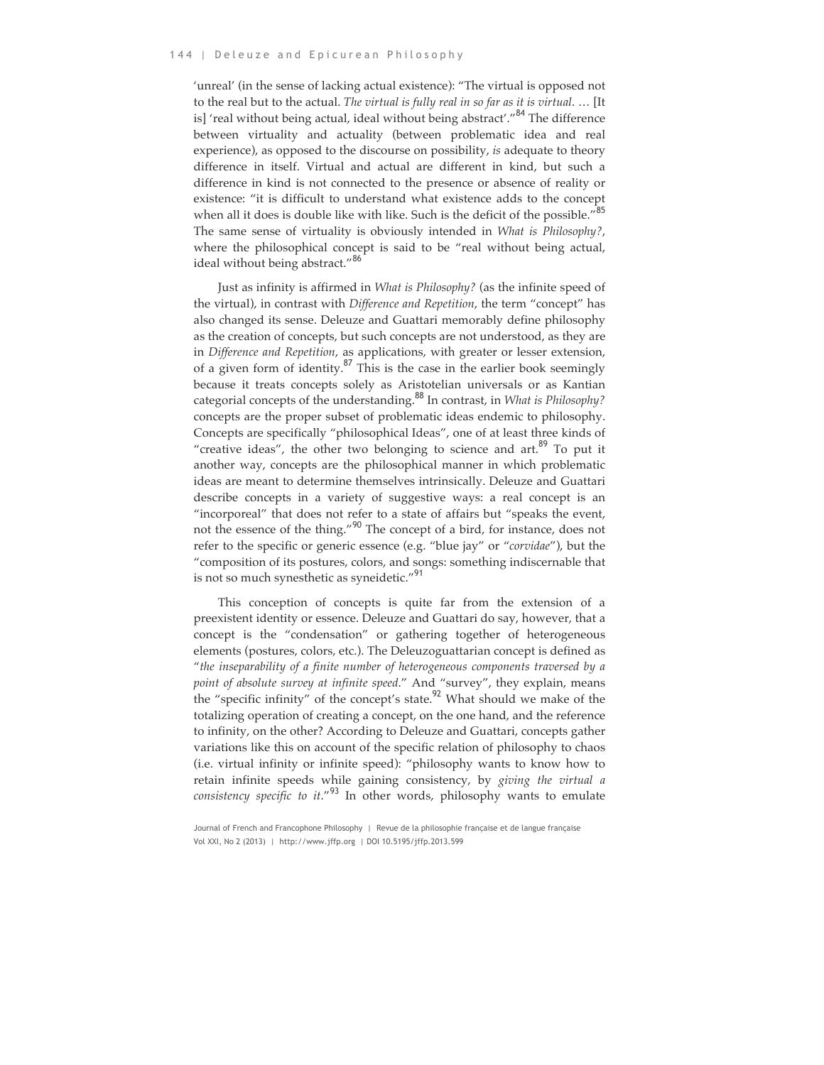'unreal' (in the sense of lacking actual existence): "The virtual is opposed not to the real but to the actual. *The virtual is fully real in so far as it is virtual*. … [It is] 'real without being actual, ideal without being abstract'."[84] The difference between virtuality and actuality (between problematic idea and real experience), as opposed to the discourse on possibility, *is* adequate to theory difference in itself. Virtual and actual are different in kind, but such a difference in kind is not connected to the presence or absence of reality or existence: "it is difficult to understand what existence adds to the concept when all it does is double like with like. Such is the deficit of the possible."[85] The same sense of virtuality is obviously intended in *What is Philosophy?*, where the philosophical concept is said to be "real without being actual, ideal without being abstract."[86]

Just as infinity is affirmed in *What is Philosophy?* (as the infinite speed of the virtual), in contrast with *Difference and Repetition*, the term "concept" has also changed its sense. Deleuze and Guattari memorably define philosophy as the creation of concepts, but such concepts are not understood, as they are in *Difference and Repetition*, as applications, with greater or lesser extension, of a given form of identity.[87] This is the case in the earlier book seemingly because it treats concepts solely as Aristotelian universals or as Kantian categorial concepts of the understanding.[88] In contrast, in *What is Philosophy?* concepts are the proper subset of problematic ideas endemic to philosophy. Concepts are specifically "philosophical Ideas", one of at least three kinds of "creative ideas", the other two belonging to science and art.[89] To put it another way, concepts are the philosophical manner in which problematic ideas are meant to determine themselves intrinsically. Deleuze and Guattari describe concepts in a variety of suggestive ways: a real concept is an "incorporeal" that does not refer to a state of affairs but "speaks the event, not the essence of the thing."[90] The concept of a bird, for instance, does not refer to the specific or generic essence (e.g. "blue jay" or "*corvidae*"), but the "composition of its postures, colors, and songs: something indiscernable that is not so much synesthetic as syneidetic."[91]

This conception of concepts is quite far from the extension of a preexistent identity or essence. Deleuze and Guattari do say, however, that a concept is the "condensation" or gathering together of heterogeneous elements (postures, colors, etc.). The Deleuzoguattarian concept is defined as "*the inseparability of a finite number of heterogeneous components traversed by a point of absolute survey at infinite speed*." And "survey", they explain, means the "specific infinity" of the concept's state.[92] What should we make of the totalizing operation of creating a concept, on the one hand, and the reference to infinity, on the other? According to Deleuze and Guattari, concepts gather variations like this on account of the specific relation of philosophy to chaos (i.e. virtual infinity or infinite speed): "philosophy wants to know how to retain infinite speeds while gaining consistency, by *giving the virtual a consistency specific to it*."[93] In other words, philosophy wants to emulate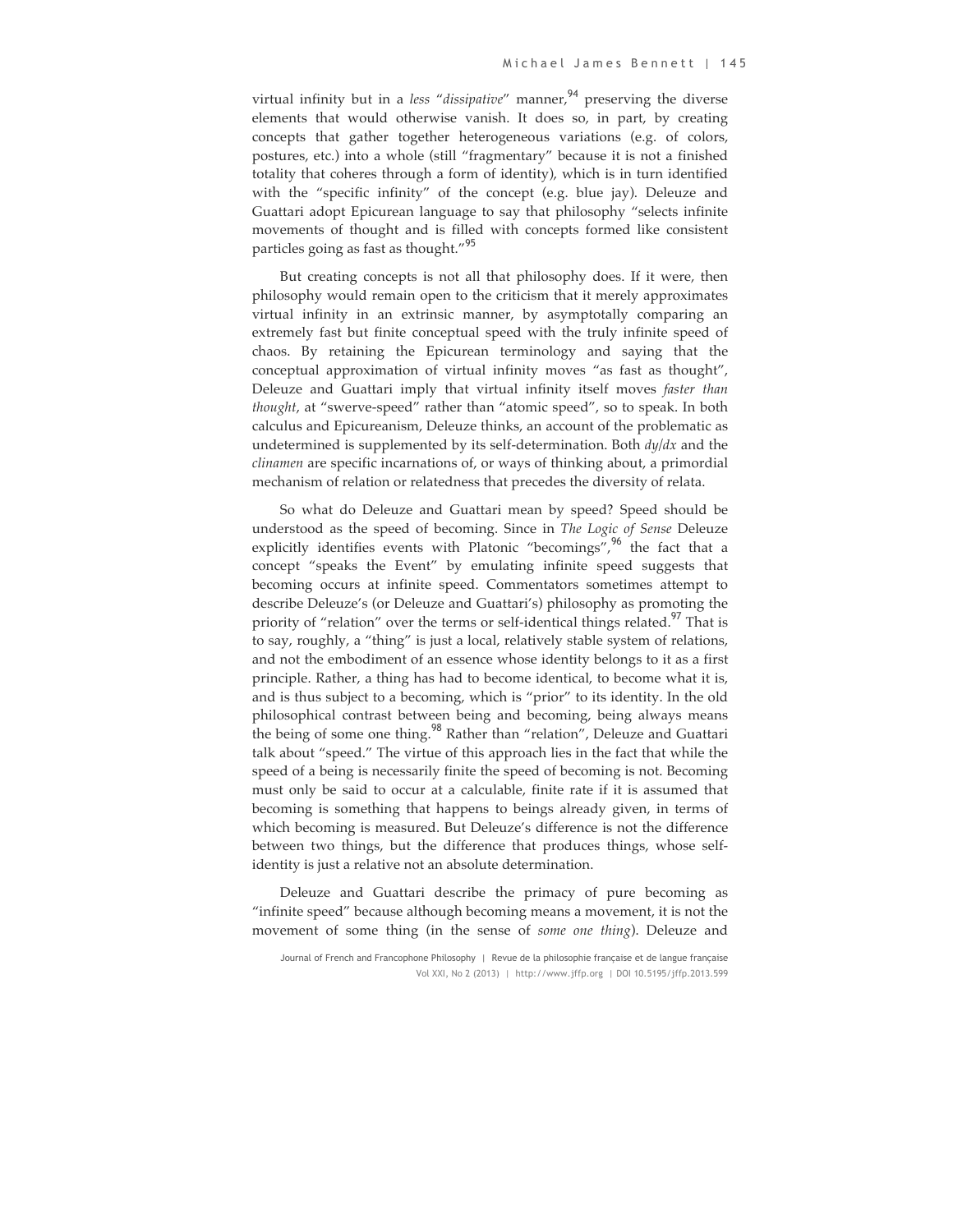virtual infinity but in a *less* "*dissipative*" manner,[94] preserving the diverse elements that would otherwise vanish. It does so, in part, by creating concepts that gather together heterogeneous variations (e.g. of colors, postures, etc.) into a whole (still "fragmentary" because it is not a finished totality that coheres through a form of identity), which is in turn identified with the "specific infinity" of the concept (e.g. blue jay). Deleuze and Guattari adopt Epicurean language to say that philosophy "selects infinite movements of thought and is filled with concepts formed like consistent particles going as fast as thought."[95]

But creating concepts is not all that philosophy does. If it were, then philosophy would remain open to the criticism that it merely approximates virtual infinity in an extrinsic manner, by asymptotically comparing an extremely fast but finite conceptual speed with the truly infinite speed of chaos. By retaining the Epicurean terminology and saying that the conceptual approximation of virtual infinity moves "as fast as thought", Deleuze and Guattari imply that virtual infinity itself moves *faster than thought*, at "swerve-speed" rather than "atomic speed", so to speak. In both calculus and Epicureanism, Deleuze thinks, an account of the problematic as undetermined is supplemented by its self-determination. Both $dy/dx$ and the *clinamen* are specific incarnations of, or ways of thinking about, a primordial mechanism of relation or relatedness that precedes the diversity of relata.

So what do Deleuze and Guattari mean by speed? Speed should be understood as the speed of becoming. Since in *The Logic of Sense* Deleuze explicitly identifies events with Platonic "becomings",[96] the fact that a concept "speaks the Event" by emulating infinite speed suggests that becoming occurs at infinite speed. Commentators sometimes attempt to describe Deleuze's (or Deleuze and Guattari's) philosophy as promoting the priority of "relation" over the terms or self-identical things related.[97] That is to say, roughly, a "thing" is just a local, relatively stable system of relations, and not the embodiment of an essence whose identity belongs to it as a first principle. Rather, a thing has had to become identical, to become what it is, and is thus subject to a becoming, which is "prior" to its identity. In the old philosophical contrast between being and becoming, being always means the being of some one thing.[98] Rather than "relation", Deleuze and Guattari talk about "speed." The virtue of this approach lies in the fact that while the speed of a being is necessarily finite the speed of becoming is not. Becoming must only be said to occur at a calculable, finite rate if it is assumed that becoming is something that happens to beings already given, in terms of which becoming is measured. But Deleuze's difference is not the difference between two things, but the difference that produces things, whose self-identity is just a relative not an absolute determination.

Deleuze and Guattari describe the primacy of pure becoming as "infinite speed" because although becoming means a movement, it is not the movement of some thing (in the sense of *some one thing*). Deleuze and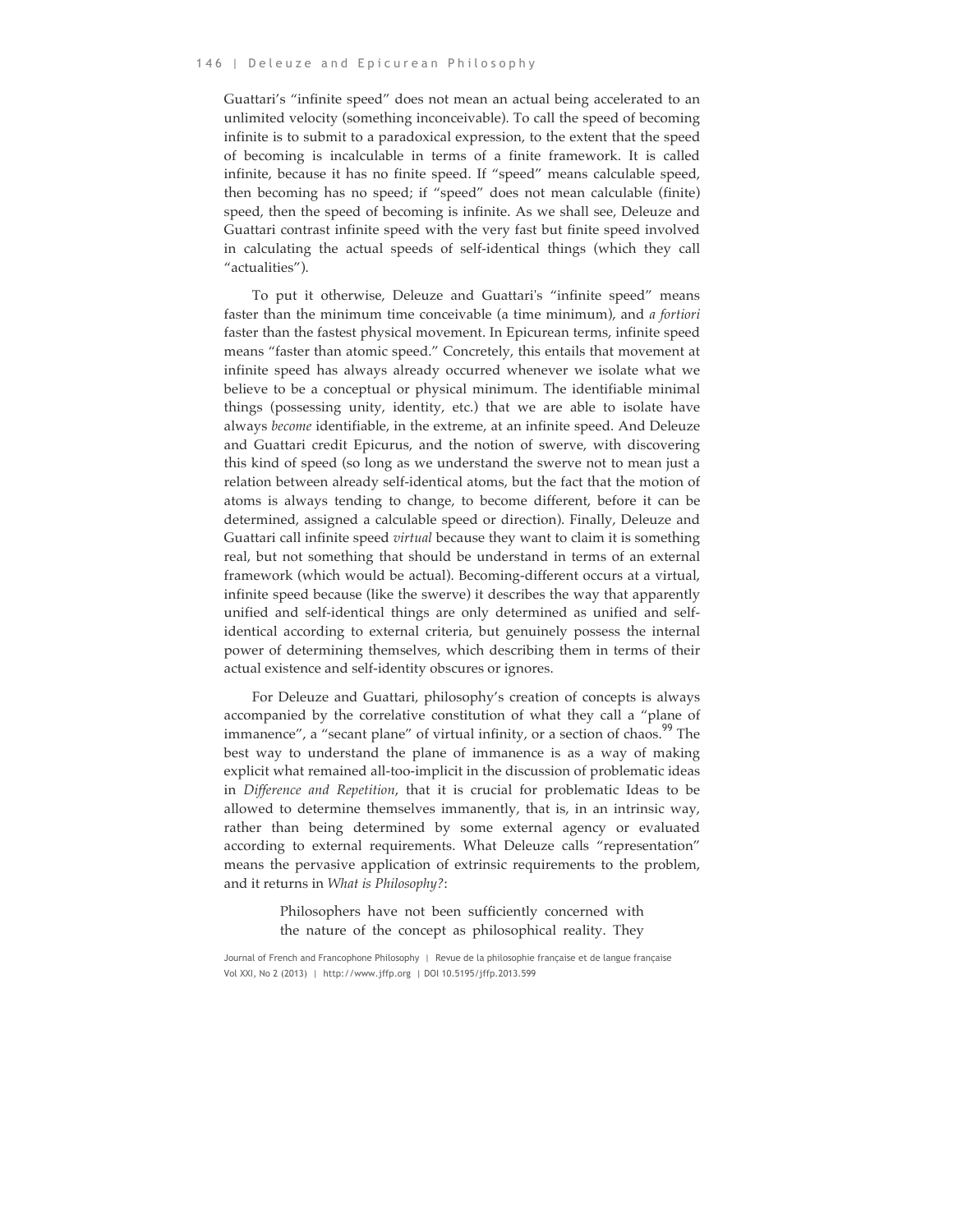Guattari's "infinite speed" does not mean an actual being accelerated to an unlimited velocity (something inconceivable). To call the speed of becoming infinite is to submit to a paradoxical expression, to the extent that the speed of becoming is incalculable in terms of a finite framework. It is called infinite, because it has no finite speed. If "speed" means calculable speed, then becoming has no speed; if "speed" does not mean calculable (finite) speed, then the speed of becoming is infinite. As we shall see, Deleuze and Guattari contrast infinite speed with the very fast but finite speed involved in calculating the actual speeds of self-identical things (which they call "actualities").

To put it otherwise, Deleuze and Guattari's "infinite speed" means faster than the minimum time conceivable (a time minimum), and *a fortiori* faster than the fastest physical movement. In Epicurean terms, infinite speed means "faster than atomic speed." Concretely, this entails that movement at infinite speed has always already occurred whenever we isolate what we believe to be a conceptual or physical minimum. The identifiable minimal things (possessing unity, identity, etc.) that we are able to isolate have always *become* identifiable, in the extreme, at an infinite speed. And Deleuze and Guattari credit Epicurus, and the notion of swerve, with discovering this kind of speed (so long as we understand the swerve not to mean just a relation between already self-identical atoms, but the fact that the motion of atoms is always tending to change, to become different, before it can be determined, assigned a calculable speed or direction). Finally, Deleuze and Guattari call infinite speed *virtual* because they want to claim it is something real, but not something that should be understand in terms of an external framework (which would be actual). Becoming-different occurs at a virtual, infinite speed because (like the swerve) it describes the way that apparently unified and self-identical things are only determined as unified and self-identical according to external criteria, but genuinely possess the internal power of determining themselves, which describing them in terms of their actual existence and self-identity obscures or ignores.

For Deleuze and Guattari, philosophy's creation of concepts is always accompanied by the correlative constitution of what they call a "plane of immanence", a "secant plane" of virtual infinity, or a section of chaos.[99] The best way to understand the plane of immanence is as a way of making explicit what remained all-too-implicit in the discussion of problematic ideas in *Difference and Repetition*, that it is crucial for problematic Ideas to be allowed to determine themselves immanently, that is, in an intrinsic way, rather than being determined by some external agency or evaluated according to external requirements. What Deleuze calls "representation" means the pervasive application of extrinsic requirements to the problem, and it returns in *What is Philosophy?*:

> Philosophers have not been sufficiently concerned with the nature of the concept as philosophical reality. They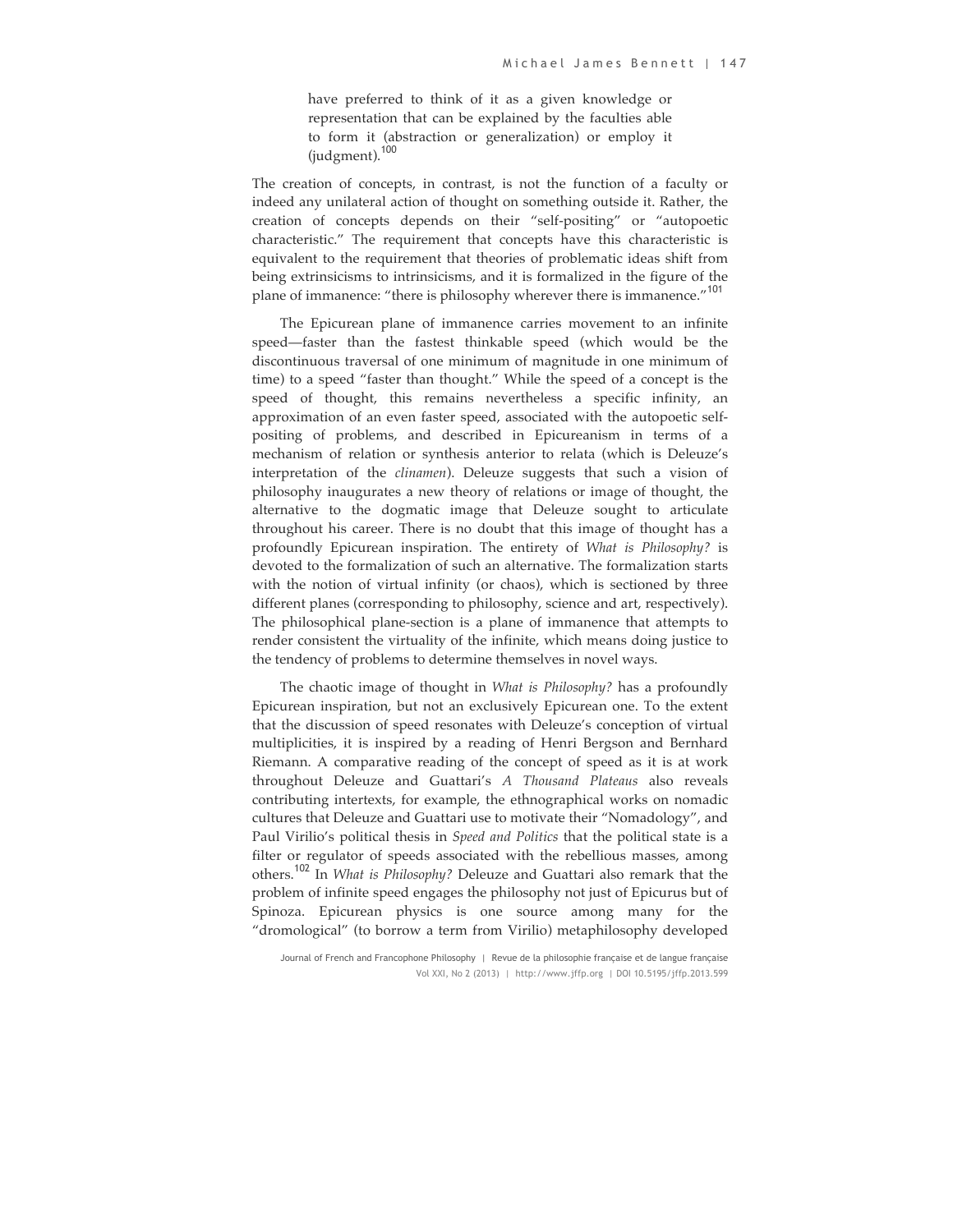> have preferred to think of it as a given knowledge or representation that can be explained by the faculties able to form it (abstraction or generalization) or employ it (judgment).[100]

The creation of concepts, in contrast, is not the function of a faculty or indeed any unilateral action of thought on something outside it. Rather, the creation of concepts depends on their "self-positing" or "autopoetic characteristic." The requirement that concepts have this characteristic is equivalent to the requirement that theories of problematic ideas shift from being extrinsicisms to intrinsicisms, and it is formalized in the figure of the plane of immanence: "there is philosophy wherever there is immanence."[101]

The Epicurean plane of immanence carries movement to an infinite speed—faster than the fastest thinkable speed (which would be the discontinuous traversal of one minimum of magnitude in one minimum of time) to a speed "faster than thought." While the speed of a concept is the speed of thought, this remains nevertheless a specific infinity, an approximation of an even faster speed, associated with the autopoetic self-positing of problems, and described in Epicureanism in terms of a mechanism of relation or synthesis anterior to relata (which is Deleuze's interpretation of the *clinamen*). Deleuze suggests that such a vision of philosophy inaugurates a new theory of relations or image of thought, the alternative to the dogmatic image that Deleuze sought to articulate throughout his career. There is no doubt that this image of thought has a profoundly Epicurean inspiration. The entirety of *What is Philosophy?* is devoted to the formalization of such an alternative. The formalization starts with the notion of virtual infinity (or chaos), which is sectioned by three different planes (corresponding to philosophy, science and art, respectively). The philosophical plane-section is a plane of immanence that attempts to render consistent the virtuality of the infinite, which means doing justice to the tendency of problems to determine themselves in novel ways.

The chaotic image of thought in *What is Philosophy?* has a profoundly Epicurean inspiration, but not an exclusively Epicurean one. To the extent that the discussion of speed resonates with Deleuze's conception of virtual multiplicities, it is inspired by a reading of Henri Bergson and Bernhard Riemann. A comparative reading of the concept of speed as it is at work throughout Deleuze and Guattari's *A Thousand Plateaus* also reveals contributing intertexts, for example, the ethnographical works on nomadic cultures that Deleuze and Guattari use to motivate their "Nomadology", and Paul Virilio's political thesis in *Speed and Politics* that the political state is a filter or regulator of speeds associated with the rebellious masses, among others.[102] In *What is Philosophy?* Deleuze and Guattari also remark that the problem of infinite speed engages the philosophy not just of Epicurus but of Spinoza. Epicurean physics is one source among many for the "dromological" (to borrow a term from Virilio) metaphilosophy developed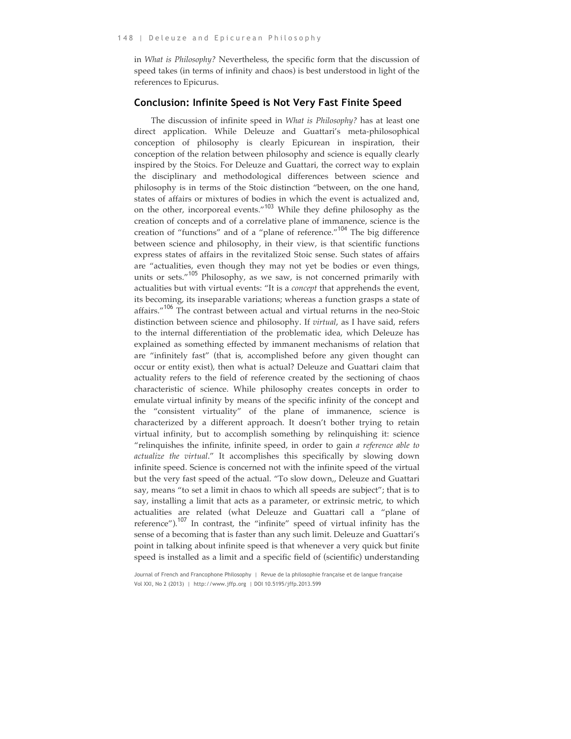in *What is Philosophy?* Nevertheless, the specific form that the discussion of speed takes (in terms of infinity and chaos) is best understood in light of the references to Epicurus.

## Conclusion: Infinite Speed is Not Very Fast Finite Speed

The discussion of infinite speed in *What is Philosophy?* has at least one direct application. While Deleuze and Guattari's meta-philosophical conception of philosophy is clearly Epicurean in inspiration, their conception of the relation between philosophy and science is equally clearly inspired by the Stoics. For Deleuze and Guattari, the correct way to explain the disciplinary and methodological differences between science and philosophy is in terms of the Stoic distinction "between, on the one hand, states of affairs or mixtures of bodies in which the event is actualized and, on the other, incorporeal events."[103] While they define philosophy as the creation of concepts and of a correlative plane of immanence, science is the creation of "functions" and of a "plane of reference."[104] The big difference between science and philosophy, in their view, is that scientific functions express states of affairs in the revitalized Stoic sense. Such states of affairs are "actualities, even though they may not yet be bodies or even things, units or sets."[105] Philosophy, as we saw, is not concerned primarily with actualities but with virtual events: "It is a *concept* that apprehends the event, its becoming, its inseparable variations; whereas a function grasps a state of affairs."[106] The contrast between actual and virtual returns in the neo-Stoic distinction between science and philosophy. If *virtual*, as I have said, refers to the internal differentiation of the problematic idea, which Deleuze has explained as something effected by immanent mechanisms of relation that are "infinitely fast" (that is, accomplished before any given thought can occur or entity exist), then what is actual? Deleuze and Guattari claim that actuality refers to the field of reference created by the sectioning of chaos characteristic of science. While philosophy creates concepts in order to emulate virtual infinity by means of the specific infinity of the concept and the "consistent virtuality" of the plane of immanence, science is characterized by a different approach. It doesn't bother trying to retain virtual infinity, but to accomplish something by relinquishing it: science "relinquishes the infinite, infinite speed, in order to gain *a reference able to actualize the virtual*." It accomplishes this specifically by slowing down infinite speed. Science is concerned not with the infinite speed of the virtual but the very fast speed of the actual. "To slow down,, Deleuze and Guattari say, means "to set a limit in chaos to which all speeds are subject"; that is to say, installing a limit that acts as a parameter, or extrinsic metric, to which actualities are related (what Deleuze and Guattari call a "plane of reference").[107] In contrast, the "infinite" speed of virtual infinity has the sense of a becoming that is faster than any such limit. Deleuze and Guattari's point in talking about infinite speed is that whenever a very quick but finite speed is installed as a limit and a specific field of (scientific) understanding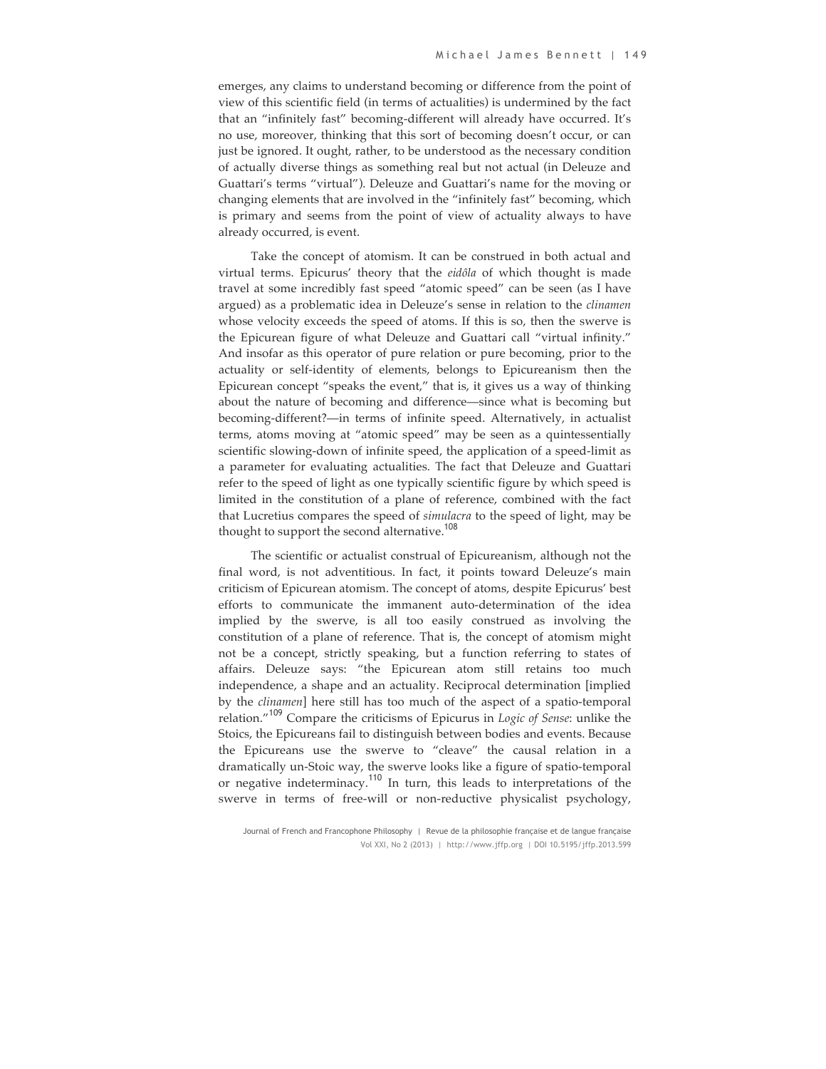emerges, any claims to understand becoming or difference from the point of view of this scientific field (in terms of actualities) is undermined by the fact that an "infinitely fast" becoming-different will already have occurred. It's no use, moreover, thinking that this sort of becoming doesn't occur, or can just be ignored. It ought, rather, to be understood as the necessary condition of actually diverse things as something real but not actual (in Deleuze and Guattari's terms "virtual"). Deleuze and Guattari's name for the moving or changing elements that are involved in the "infinitely fast" becoming, which is primary and seems from the point of view of actuality always to have already occurred, is event.

Take the concept of atomism. It can be construed in both actual and virtual terms. Epicurus' theory that the *eidôla* of which thought is made travel at some incredibly fast speed "atomic speed" can be seen (as I have argued) as a problematic idea in Deleuze's sense in relation to the *clinamen* whose velocity exceeds the speed of atoms. If this is so, then the swerve is the Epicurean figure of what Deleuze and Guattari call "virtual infinity." And insofar as this operator of pure relation or pure becoming, prior to the actuality or self-identity of elements, belongs to Epicureanism then the Epicurean concept "speaks the event," that is, it gives us a way of thinking about the nature of becoming and difference—since what is becoming but becoming-different?—in terms of infinite speed. Alternatively, in actualist terms, atoms moving at "atomic speed" may be seen as a quintessentially scientific slowing-down of infinite speed, the application of a speed-limit as a parameter for evaluating actualities. The fact that Deleuze and Guattari refer to the speed of light as one typically scientific figure by which speed is limited in the constitution of a plane of reference, combined with the fact that Lucretius compares the speed of *simulacra* to the speed of light, may be thought to support the second alternative.[108]

The scientific or actualist construal of Epicureanism, although not the final word, is not adventitious. In fact, it points toward Deleuze's main criticism of Epicurean atomism. The concept of atoms, despite Epicurus' best efforts to communicate the immanent auto-determination of the idea implied by the swerve, is all too easily construed as involving the constitution of a plane of reference. That is, the concept of atomism might not be a concept, strictly speaking, but a function referring to states of affairs. Deleuze says: "the Epicurean atom still retains too much independence, a shape and an actuality. Reciprocal determination [implied by the *clinamen*] here still has too much of the aspect of a spatio-temporal relation."[109] Compare the criticisms of Epicurus in *Logic of Sense*: unlike the Stoics, the Epicureans fail to distinguish between bodies and events. Because the Epicureans use the swerve to "cleave" the causal relation in a dramatically un-Stoic way, the swerve looks like a figure of spatio-temporal or negative indeterminacy.[110] In turn, this leads to interpretations of the swerve in terms of free-will or non-reductive physicalist psychology,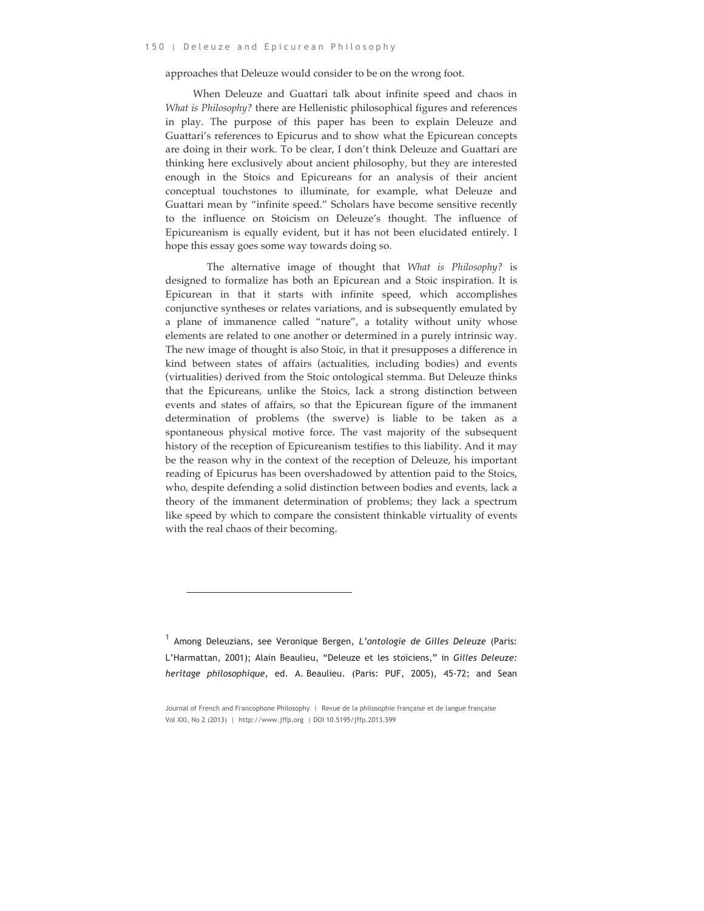approaches that Deleuze would consider to be on the wrong foot.

When Deleuze and Guattari talk about infinite speed and chaos in *What is Philosophy?* there are Hellenistic philosophical figures and references in play. The purpose of this paper has been to explain Deleuze and Guattari's references to Epicurus and to show what the Epicurean concepts are doing in their work. To be clear, I don't think Deleuze and Guattari are thinking here exclusively about ancient philosophy, but they are interested enough in the Stoics and Epicureans for an analysis of their ancient conceptual touchstones to illuminate, for example, what Deleuze and Guattari mean by "infinite speed." Scholars have become sensitive recently to the influence on Stoicism on Deleuze's thought. The influence of Epicureanism is equally evident, but it has not been elucidated entirely. I hope this essay goes some way towards doing so.

The alternative image of thought that *What is Philosophy?* is designed to formalize has both an Epicurean and a Stoic inspiration. It is Epicurean in that it starts with infinite speed, which accomplishes conjunctive syntheses or relates variations, and is subsequently emulated by a plane of immanence called "nature", a totality without unity whose elements are related to one another or determined in a purely intrinsic way. The new image of thought is also Stoic, in that it presupposes a difference in kind between states of affairs (actualities, including bodies) and events (virtualities) derived from the Stoic ontological stemma. But Deleuze thinks that the Epicureans, unlike the Stoics, lack a strong distinction between events and states of affairs, so that the Epicurean figure of the immanent determination of problems (the swerve) is liable to be taken as a spontaneous physical motive force. The vast majority of the subsequent history of the reception of Epicureanism testifies to this liability. And it may be the reason why in the context of the reception of Deleuze, his important reading of Epicurus has been overshadowed by attention paid to the Stoics, who, despite defending a solid distinction between bodies and events, lack a theory of the immanent determination of problems; they lack a spectrum like speed by which to compare the consistent thinkable virtuality of events with the real chaos of their becoming.

---

[1] Among Deleuzians, see Veronique Bergen, *L'ontologie de Gilles Deleuze* (Paris: L'Harmattan, 2001); Alain Beaulieu, "Deleuze et les stoïciens," in *Gilles Deleuze: heritage philosophique*, ed. A. Beaulieu. (Paris: PUF, 2005), 45-72; and Sean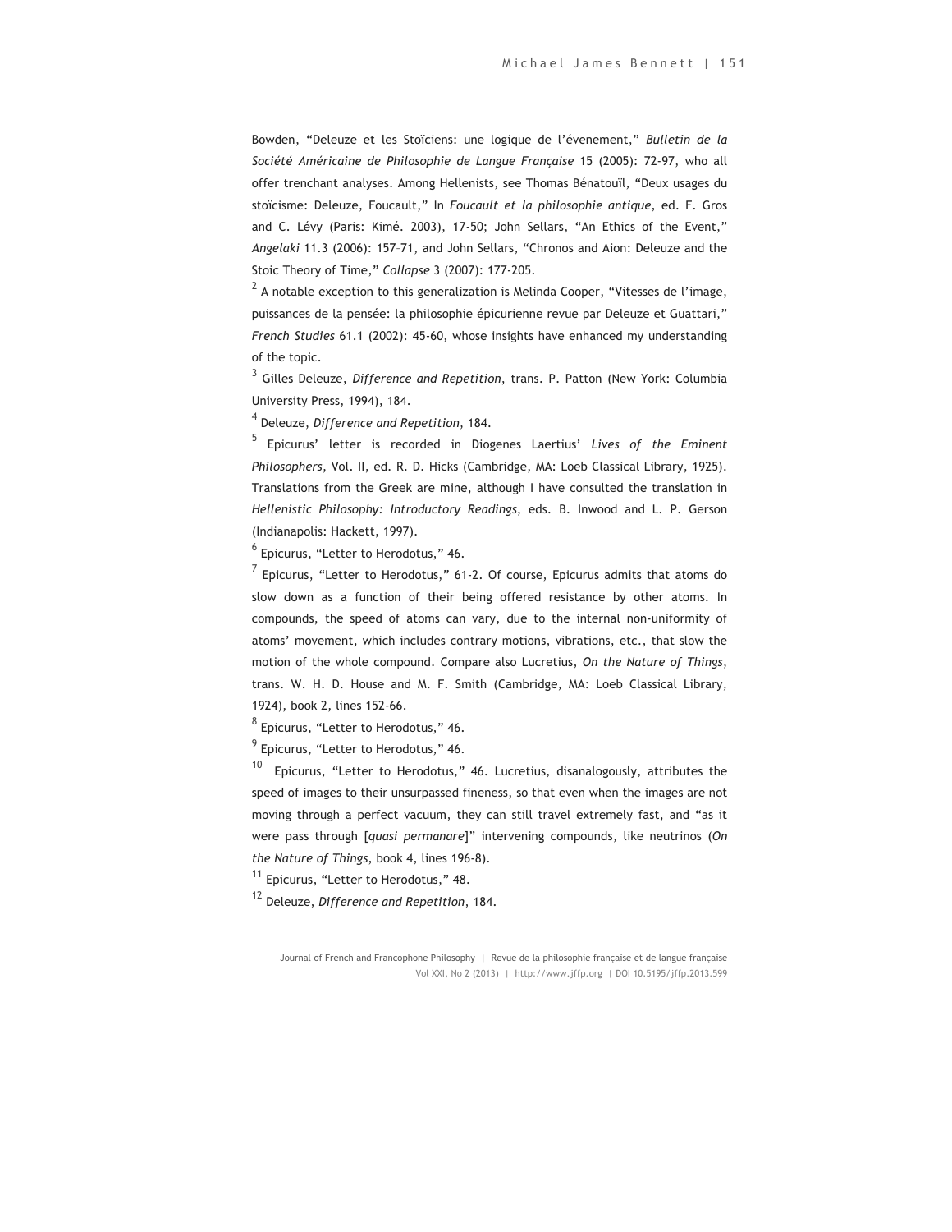Bowden, "Deleuze et les Stoïciens: une logique de l'évenement," *Bulletin de la Société Américaine de Philosophie de Langue Française* 15 (2005): 72-97, who all offer trenchant analyses. Among Hellenists, see Thomas Bénatouïl, "Deux usages du stoïcisme: Deleuze, Foucault," In *Foucault et la philosophie antique*, ed. F. Gros and C. Lévy (Paris: Kimé. 2003), 17-50; John Sellars, "An Ethics of the Event," *Angelaki* 11.3 (2006): 157–71, and John Sellars, "Chronos and Aion: Deleuze and the Stoic Theory of Time," *Collapse* 3 (2007): 177-205.

[2] A notable exception to this generalization is Melinda Cooper, "Vitesses de l'image, puissances de la pensée: la philosophie épicurienne revue par Deleuze et Guattari," *French Studies* 61.1 (2002): 45-60, whose insights have enhanced my understanding of the topic.

[3] Gilles Deleuze, *Difference and Repetition*, trans. P. Patton (New York: Columbia University Press, 1994), 184.

[4] Deleuze, *Difference and Repetition*, 184.

[5] Epicurus' letter is recorded in Diogenes Laertius' *Lives of the Eminent Philosophers*, Vol. II, ed. R. D. Hicks (Cambridge, MA: Loeb Classical Library, 1925). Translations from the Greek are mine, although I have consulted the translation in *Hellenistic Philosophy: Introductory Readings*, eds. B. Inwood and L. P. Gerson (Indianapolis: Hackett, 1997).

[6] Epicurus, "Letter to Herodotus," 46.

[7] Epicurus, "Letter to Herodotus," 61-2. Of course, Epicurus admits that atoms do slow down as a function of their being offered resistance by other atoms. In compounds, the speed of atoms can vary, due to the internal non-uniformity of atoms' movement, which includes contrary motions, vibrations, etc., that slow the motion of the whole compound. Compare also Lucretius, *On the Nature of Things*, trans. W. H. D. House and M. F. Smith (Cambridge, MA: Loeb Classical Library, 1924), book 2, lines 152-66.

[8] Epicurus, "Letter to Herodotus," 46.

[9] Epicurus, "Letter to Herodotus," 46.

[10] Epicurus, "Letter to Herodotus," 46. Lucretius, disanalogously, attributes the speed of images to their unsurpassed fineness, so that even when the images are not moving through a perfect vacuum, they can still travel extremely fast, and "as it were pass through [*quasi permanare*]" intervening compounds, like neutrinos (*On the Nature of Things*, book 4, lines 196-8).

[11] Epicurus, "Letter to Herodotus," 48.

[12] Deleuze, *Difference and Repetition*, 184.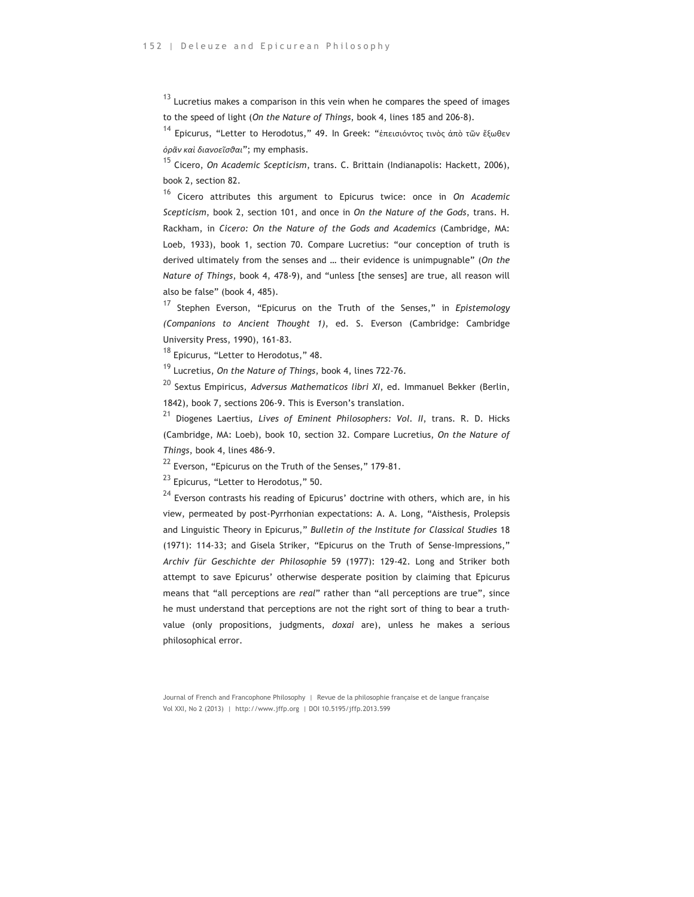[13] Lucretius makes a comparison in this vein when he compares the speed of images to the speed of light (*On the Nature of Things*, book 4, lines 185 and 206-8).

[14] Epicurus, "Letter to Herodotus," 49. In Greek: "ἐπεισιόντος τινὸς ἀπὸ τῶν ἔξωθεν *ὁρᾶν καὶ διανοεῖσθαι*"; my emphasis.

[15] Cicero, *On Academic Scepticism*, trans. C. Brittain (Indianapolis: Hackett, 2006), book 2, section 82.

[16] Cicero attributes this argument to Epicurus twice: once in *On Academic Scepticism*, book 2, section 101, and once in *On the Nature of the Gods*, trans. H. Rackham, in *Cicero: On the Nature of the Gods and Academics* (Cambridge, MA: Loeb, 1933), book 1, section 70. Compare Lucretius: "our conception of truth is derived ultimately from the senses and … their evidence is unimpugnable" (*On the Nature of Things*, book 4, 478-9), and "unless [the senses] are true, all reason will also be false" (book 4, 485).

[17] Stephen Everson, "Epicurus on the Truth of the Senses," in *Epistemology (Companions to Ancient Thought 1)*, ed. S. Everson (Cambridge: Cambridge University Press, 1990), 161-83.

[18] Epicurus, "Letter to Herodotus," 48.

[19] Lucretius, *On the Nature of Things*, book 4, lines 722-76.

[20] Sextus Empiricus, *Adversus Mathematicos libri XI*, ed. Immanuel Bekker (Berlin, 1842), book 7, sections 206-9. This is Everson's translation.

[21] Diogenes Laertius, *Lives of Eminent Philosophers: Vol. II*, trans. R. D. Hicks (Cambridge, MA: Loeb), book 10, section 32. Compare Lucretius, *On the Nature of Things*, book 4, lines 486-9.

[22] Everson, "Epicurus on the Truth of the Senses," 179-81.

[23] Epicurus, "Letter to Herodotus," 50.

[24] Everson contrasts his reading of Epicurus' doctrine with others, which are, in his view, permeated by post-Pyrrhonian expectations: A. A. Long, "Aisthesis, Prolepsis and Linguistic Theory in Epicurus," *Bulletin of the Institute for Classical Studies* 18 (1971): 114-33; and Gisela Striker, "Epicurus on the Truth of Sense-Impressions," *Archiv für Geschichte der Philosophie* 59 (1977): 129-42. Long and Striker both attempt to save Epicurus' otherwise desperate position by claiming that Epicurus means that "all perceptions are *real*" rather than "all perceptions are true", since he must understand that perceptions are not the right sort of thing to bear a truth-value (only propositions, judgments, *doxai* are), unless he makes a serious philosophical error.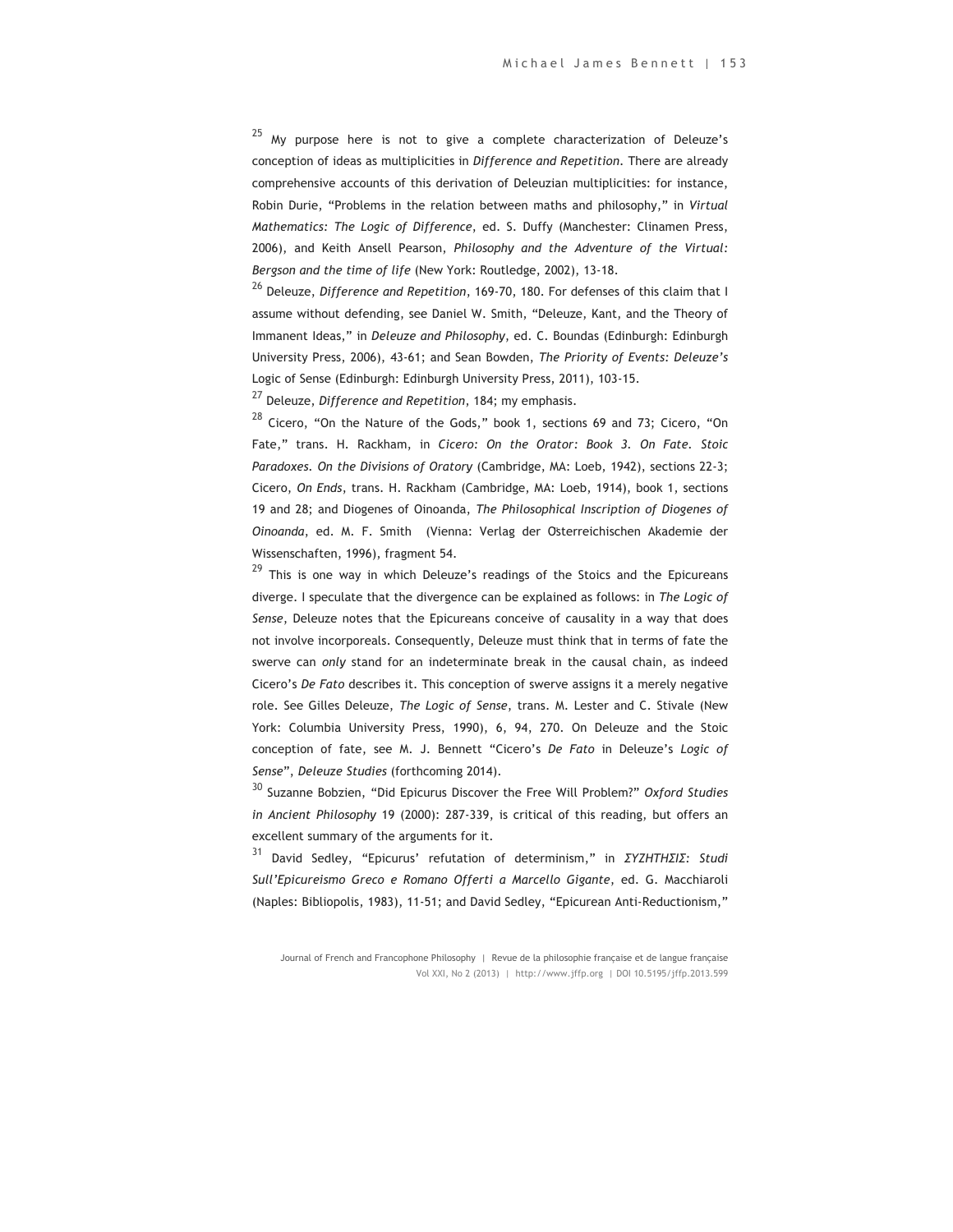[25] My purpose here is not to give a complete characterization of Deleuze's conception of ideas as multiplicities in *Difference and Repetition*. There are already comprehensive accounts of this derivation of Deleuzian multiplicities: for instance, Robin Durie, "Problems in the relation between maths and philosophy," in *Virtual Mathematics: The Logic of Difference*, ed. S. Duffy (Manchester: Clinamen Press, 2006), and Keith Ansell Pearson, *Philosophy and the Adventure of the Virtual: Bergson and the time of life* (New York: Routledge, 2002), 13-18.

[26] Deleuze, *Difference and Repetition*, 169-70, 180. For defenses of this claim that I assume without defending, see Daniel W. Smith, "Deleuze, Kant, and the Theory of Immanent Ideas," in *Deleuze and Philosophy*, ed. C. Boundas (Edinburgh: Edinburgh University Press, 2006), 43-61; and Sean Bowden, *The Priority of Events: Deleuze's* Logic of Sense (Edinburgh: Edinburgh University Press, 2011), 103-15.

[27] Deleuze, *Difference and Repetition*, 184; my emphasis.

[28] Cicero, "On the Nature of the Gods," book 1, sections 69 and 73; Cicero, "On Fate," trans. H. Rackham, in *Cicero: On the Orator: Book 3. On Fate. Stoic Paradoxes. On the Divisions of Oratory* (Cambridge, MA: Loeb, 1942), sections 22-3; Cicero, *On Ends*, trans. H. Rackham (Cambridge, MA: Loeb, 1914), book 1, sections 19 and 28; and Diogenes of Oinoanda, *The Philosophical Inscription of Diogenes of Oinoanda*, ed. M. F. Smith (Vienna: Verlag der Osterreichischen Akademie der Wissenschaften, 1996), fragment 54.

[29] This is one way in which Deleuze's readings of the Stoics and the Epicureans diverge. I speculate that the divergence can be explained as follows: in *The Logic of Sense*, Deleuze notes that the Epicureans conceive of causality in a way that does not involve incorporeals. Consequently, Deleuze must think that in terms of fate the swerve can *only* stand for an indeterminate break in the causal chain, as indeed Cicero's *De Fato* describes it. This conception of swerve assigns it a merely negative role. See Gilles Deleuze, *The Logic of Sense*, trans. M. Lester and C. Stivale (New York: Columbia University Press, 1990), 6, 94, 270. On Deleuze and the Stoic conception of fate, see M. J. Bennett "Cicero's *De Fato* in Deleuze's *Logic of Sense*", *Deleuze Studies* (forthcoming 2014).

[30] Suzanne Bobzien, "Did Epicurus Discover the Free Will Problem?" *Oxford Studies in Ancient Philosophy* 19 (2000): 287-339, is critical of this reading, but offers an excellent summary of the arguments for it.

[31] David Sedley, "Epicurus' refutation of determinism," in *ΣΥΖΗΤΗΣΙΣ: Studi Sull'Epicureismo Greco e Romano Offerti a Marcello Gigante*, ed. G. Macchiaroli (Naples: Bibliopolis, 1983), 11-51; and David Sedley, "Epicurean Anti-Reductionism,"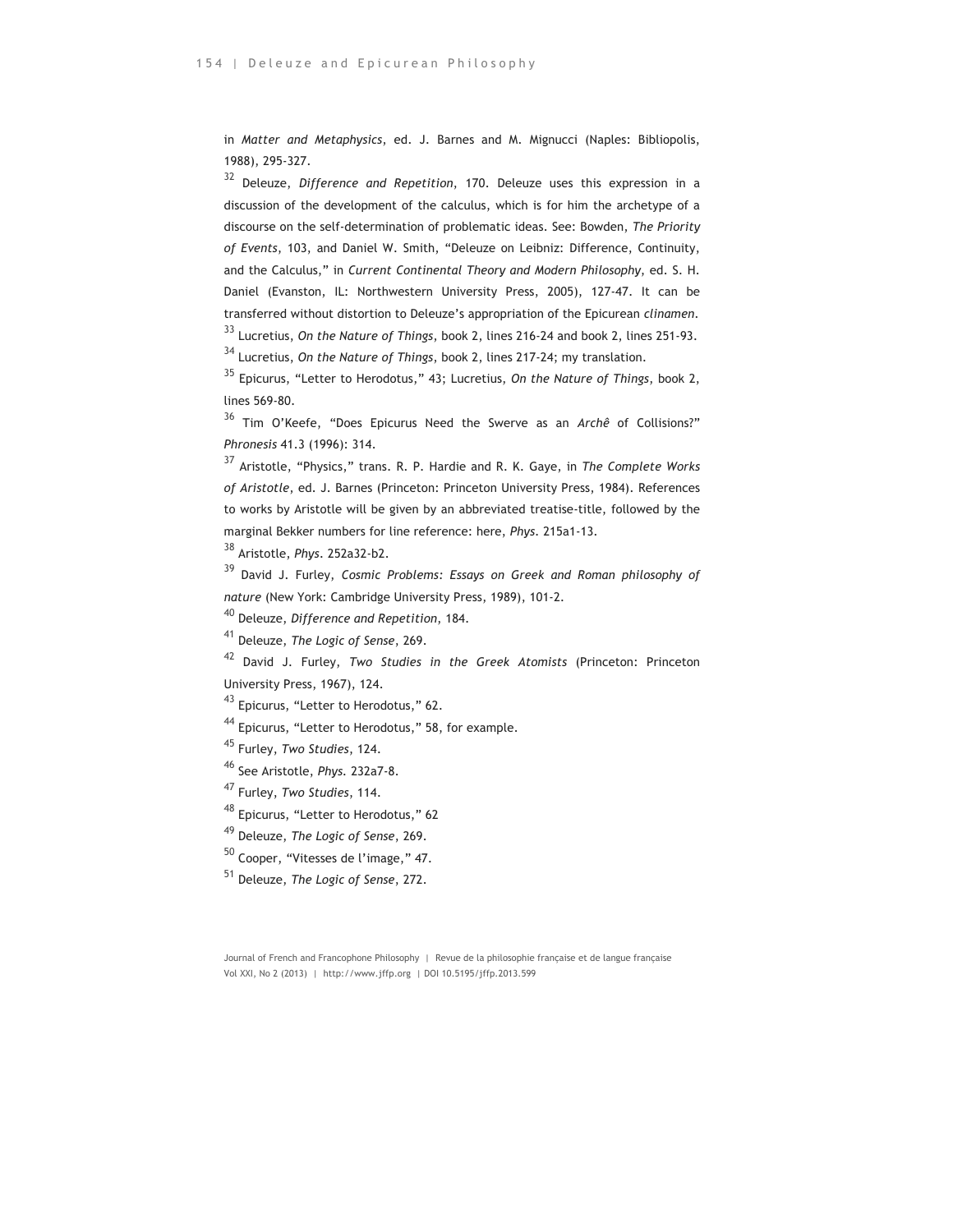in *Matter and Metaphysics*, ed. J. Barnes and M. Mignucci (Naples: Bibliopolis, 1988), 295-327.

[32] Deleuze, *Difference and Repetition*, 170. Deleuze uses this expression in a discussion of the development of the calculus, which is for him the archetype of a discourse on the self-determination of problematic ideas. See: Bowden, *The Priority of Events*, 103, and Daniel W. Smith, "Deleuze on Leibniz: Difference, Continuity, and the Calculus," in *Current Continental Theory and Modern Philosophy*, ed. S. H. Daniel (Evanston, IL: Northwestern University Press, 2005), 127-47. It can be transferred without distortion to Deleuze's appropriation of the Epicurean *clinamen*.

[33] Lucretius, *On the Nature of Things*, book 2, lines 216-24 and book 2, lines 251-93.

[34] Lucretius, *On the Nature of Things*, book 2, lines 217-24; my translation.

[35] Epicurus, "Letter to Herodotus," 43; Lucretius, *On the Nature of Things*, book 2, lines 569-80.

[36] Tim O'Keefe, "Does Epicurus Need the Swerve as an *Archê* of Collisions?" *Phronesis* 41.3 (1996): 314.

[37] Aristotle, "Physics," trans. R. P. Hardie and R. K. Gaye, in *The Complete Works of Aristotle*, ed. J. Barnes (Princeton: Princeton University Press, 1984). References to works by Aristotle will be given by an abbreviated treatise-title, followed by the marginal Bekker numbers for line reference: here, *Phys*. 215a1-13.

[38] Aristotle, *Phys*. 252a32-b2.

[39] David J. Furley, *Cosmic Problems: Essays on Greek and Roman philosophy of nature* (New York: Cambridge University Press, 1989), 101-2.

[40] Deleuze, *Difference and Repetition*, 184.

[41] Deleuze, *The Logic of Sense*, 269.

[42] David J. Furley, *Two Studies in the Greek Atomists* (Princeton: Princeton University Press, 1967), 124.

[43] Epicurus, "Letter to Herodotus," 62.

[44] Epicurus, "Letter to Herodotus," 58, for example.

[45] Furley, *Two Studies*, 124.

[46] See Aristotle, *Phys*. 232a7-8.

[47] Furley, *Two Studies*, 114.

[48] Epicurus, "Letter to Herodotus," 62

[49] Deleuze, *The Logic of Sense*, 269.

[50] Cooper, "Vitesses de l'image," 47.

[51] Deleuze, *The Logic of Sense*, 272.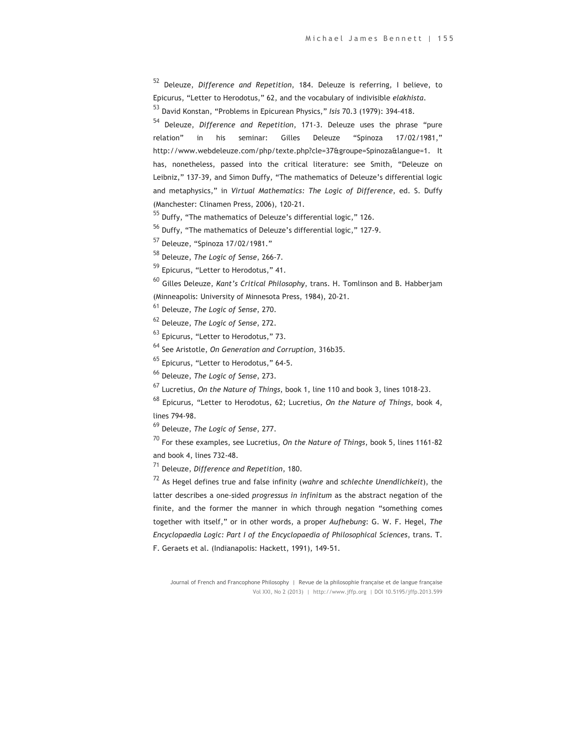[52] Deleuze, *Difference and Repetition*, 184. Deleuze is referring, I believe, to Epicurus, "Letter to Herodotus," 62, and the vocabulary of indivisible *elakhista*.

[53] David Konstan, "Problems in Epicurean Physics," *Isis* 70.3 (1979): 394-418.

[54] Deleuze, *Difference and Repetition*, 171-3. Deleuze uses the phrase "pure relation" in his seminar: Gilles Deleuze "Spinoza 17/02/1981," http://www.webdeleuze.com/php/texte.php?cle=37&groupe=Spinoza&langue=1. It has, nonetheless, passed into the critical literature: see Smith, "Deleuze on Leibniz," 137-39, and Simon Duffy, "The mathematics of Deleuze's differential logic and metaphysics," in *Virtual Mathematics: The Logic of Difference*, ed. S. Duffy (Manchester: Clinamen Press, 2006), 120-21.

[55] Duffy, "The mathematics of Deleuze's differential logic," 126.

[56] Duffy, "The mathematics of Deleuze's differential logic," 127-9.

[57] Deleuze, "Spinoza 17/02/1981."

[58] Deleuze, *The Logic of Sense*, 266-7.

[59] Epicurus, "Letter to Herodotus," 41.

[60] Gilles Deleuze, *Kant's Critical Philosophy*, trans. H. Tomlinson and B. Habberjam (Minneapolis: University of Minnesota Press, 1984), 20-21.

[61] Deleuze, *The Logic of Sense*, 270.

[62] Deleuze, *The Logic of Sense*, 272.

[63] Epicurus, "Letter to Herodotus," 73.

[64] See Aristotle, *On Generation and Corruption*, 316b35.

[65] Epicurus, "Letter to Herodotus," 64-5.

[66] Deleuze, *The Logic of Sense*, 273.

[67] Lucretius, *On the Nature of Things*, book 1, line 110 and book 3, lines 1018-23.

[68] Epicurus, "Letter to Herodotus, 62; Lucretius, *On the Nature of Things*, book 4, lines 794-98.

[69] Deleuze, *The Logic of Sense*, 277.

[70] For these examples, see Lucretius, *On the Nature of Things*, book 5, lines 1161-82 and book 4, lines 732-48.

[71] Deleuze, *Difference and Repetition*, 180.

[72] As Hegel defines true and false infinity (*wahre* and *schlechte Unendlichkeit*), the latter describes a one-sided *progressus in infinitum* as the abstract negation of the finite, and the former the manner in which through negation "something comes together with itself," or in other words, a proper *Aufhebung*: G. W. F. Hegel, *The Encyclopaedia Logic: Part I of the Encyclopaedia of Philosophical Sciences*, trans. T. F. Geraets et al. (Indianapolis: Hackett, 1991), 149-51.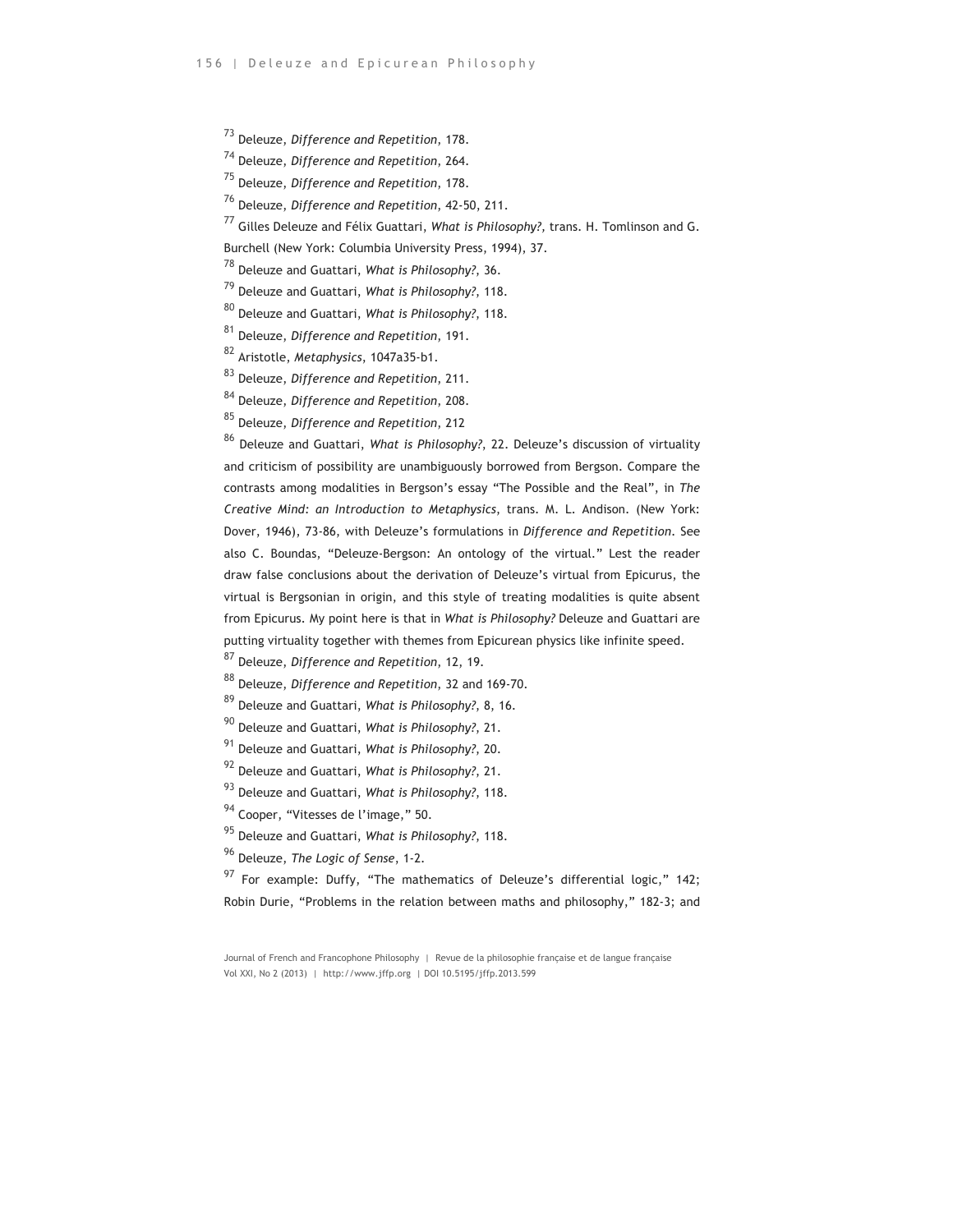[73] Deleuze, *Difference and Repetition*, 178.

[74] Deleuze, *Difference and Repetition*, 264.

[75] Deleuze, *Difference and Repetition*, 178.

[76] Deleuze, *Difference and Repetition*, 42-50, 211.

[77] Gilles Deleuze and Félix Guattari, *What is Philosophy?*, trans. H. Tomlinson and G. Burchell (New York: Columbia University Press, 1994), 37.

[78] Deleuze and Guattari, *What is Philosophy?*, 36.

[79] Deleuze and Guattari, *What is Philosophy?*, 118.

[80] Deleuze and Guattari, *What is Philosophy?*, 118.

[81] Deleuze, *Difference and Repetition*, 191.

[82] Aristotle, *Metaphysics*, 1047a35-b1.

[83] Deleuze, *Difference and Repetition*, 211.

[84] Deleuze, *Difference and Repetition*, 208.

[85] Deleuze, *Difference and Repetition*, 212

[86] Deleuze and Guattari, *What is Philosophy?*, 22. Deleuze's discussion of virtuality and criticism of possibility are unambiguously borrowed from Bergson. Compare the contrasts among modalities in Bergson's essay "The Possible and the Real", in *The Creative Mind: an Introduction to Metaphysics*, trans. M. L. Andison. (New York: Dover, 1946), 73-86, with Deleuze's formulations in *Difference and Repetition*. See also C. Boundas, "Deleuze-Bergson: An ontology of the virtual." Lest the reader draw false conclusions about the derivation of Deleuze's virtual from Epicurus, the virtual is Bergsonian in origin, and this style of treating modalities is quite absent from Epicurus. My point here is that in *What is Philosophy?* Deleuze and Guattari are putting virtuality together with themes from Epicurean physics like infinite speed.

[87] Deleuze, *Difference and Repetition*, 12, 19.

[88] Deleuze, *Difference and Repetition*, 32 and 169-70.

[89] Deleuze and Guattari, *What is Philosophy?*, 8, 16.

[90] Deleuze and Guattari, *What is Philosophy?*, 21.

[91] Deleuze and Guattari, *What is Philosophy?*, 20.

[92] Deleuze and Guattari, *What is Philosophy?*, 21.

[93] Deleuze and Guattari, *What is Philosophy?*, 118.

[94] Cooper, "Vitesses de l'image," 50.

[95] Deleuze and Guattari, *What is Philosophy?*, 118.

[96] Deleuze, *The Logic of Sense*, 1-2.

[97] For example: Duffy, "The mathematics of Deleuze's differential logic," 142; Robin Durie, "Problems in the relation between maths and philosophy," 182-3; and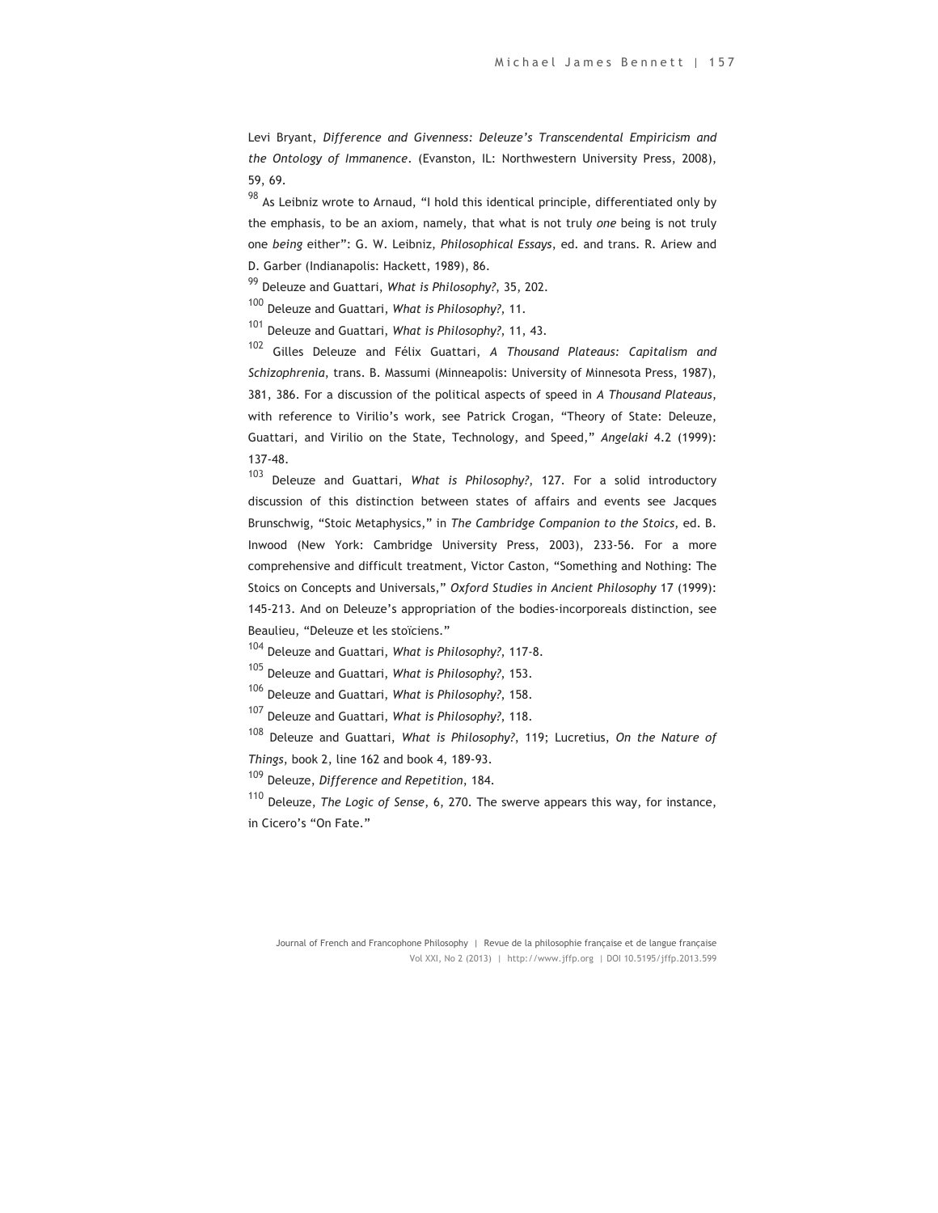Levi Bryant, *Difference and Givenness: Deleuze's Transcendental Empiricism and the Ontology of Immanence*. (Evanston, IL: Northwestern University Press, 2008), 59, 69.

[98] As Leibniz wrote to Arnaud, "I hold this identical principle, differentiated only by the emphasis, to be an axiom, namely, that what is not truly *one* being is not truly one *being* either": G. W. Leibniz, *Philosophical Essays*, ed. and trans. R. Ariew and D. Garber (Indianapolis: Hackett, 1989), 86.

[99] Deleuze and Guattari, *What is Philosophy?*, 35, 202.

[100] Deleuze and Guattari, *What is Philosophy?*, 11.

[101] Deleuze and Guattari, *What is Philosophy?*, 11, 43.

[102] Gilles Deleuze and Félix Guattari, *A Thousand Plateaus: Capitalism and Schizophrenia*, trans. B. Massumi (Minneapolis: University of Minnesota Press, 1987), 381, 386. For a discussion of the political aspects of speed in *A Thousand Plateaus*, with reference to Virilio's work, see Patrick Crogan, "Theory of State: Deleuze, Guattari, and Virilio on the State, Technology, and Speed," *Angelaki* 4.2 (1999): 137-48.

[103] Deleuze and Guattari, *What is Philosophy?*, 127. For a solid introductory discussion of this distinction between states of affairs and events see Jacques Brunschwig, "Stoic Metaphysics," in *The Cambridge Companion to the Stoics*, ed. B. Inwood (New York: Cambridge University Press, 2003), 233-56. For a more comprehensive and difficult treatment, Victor Caston, "Something and Nothing: The Stoics on Concepts and Universals," *Oxford Studies in Ancient Philosophy* 17 (1999): 145-213. And on Deleuze's appropriation of the bodies-incorporeals distinction, see Beaulieu, "Deleuze et les stoïciens."

[104] Deleuze and Guattari, *What is Philosophy?*, 117-8.

[105] Deleuze and Guattari, *What is Philosophy?*, 153.

[106] Deleuze and Guattari, *What is Philosophy?*, 158.

[107] Deleuze and Guattari, *What is Philosophy?*, 118.

[108] Deleuze and Guattari, *What is Philosophy?*, 119; Lucretius, *On the Nature of Things*, book 2, line 162 and book 4, 189-93.

[109] Deleuze, *Difference and Repetition*, 184.

[110] Deleuze, *The Logic of Sense*, 6, 270. The swerve appears this way, for instance, in Cicero's "On Fate."